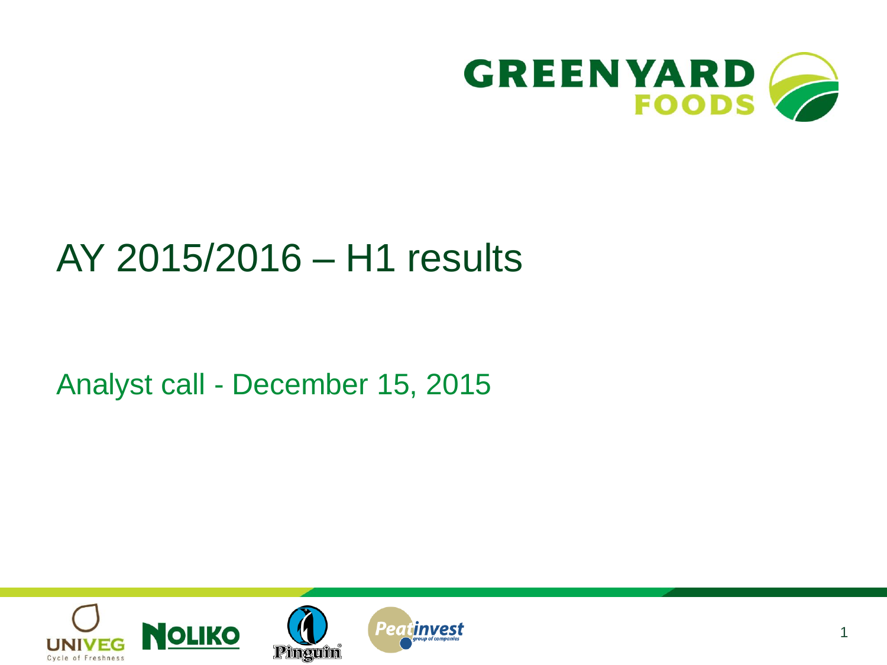# AY 2015/2016 – H1 results

Analyst call - December 15, 2015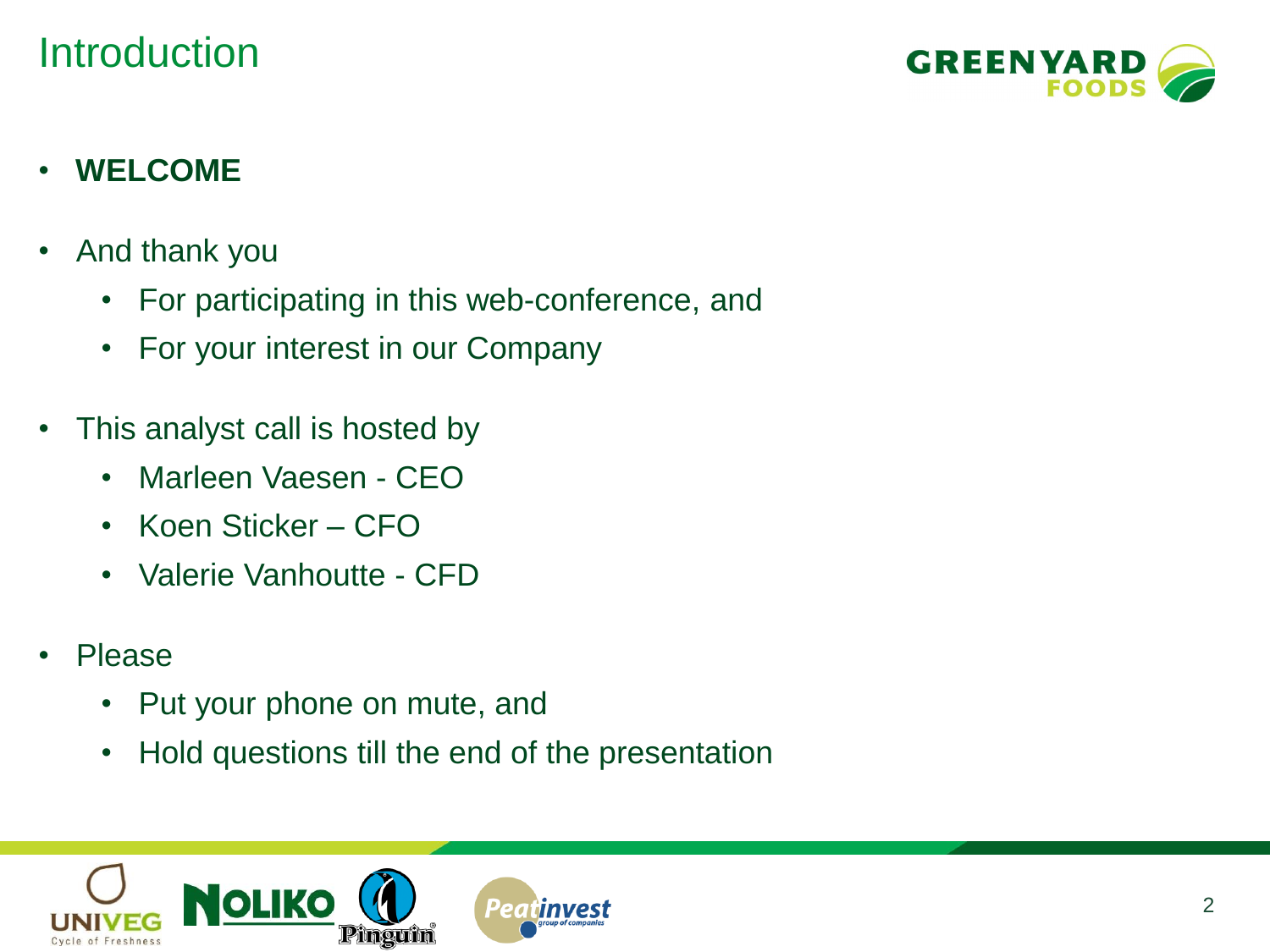# Introduction

- **WELCOME**
- And thank you
  - For participating in this web-conference, and
  - For your interest in our Company
- This analyst call is hosted by
  - Marleen Vaesen - CEO
  - Koen Sticker – CFO
  - Valerie Vanhoutte - CFD
- Please
  - Put your phone on mute, and
  - Hold questions till the end of the presentation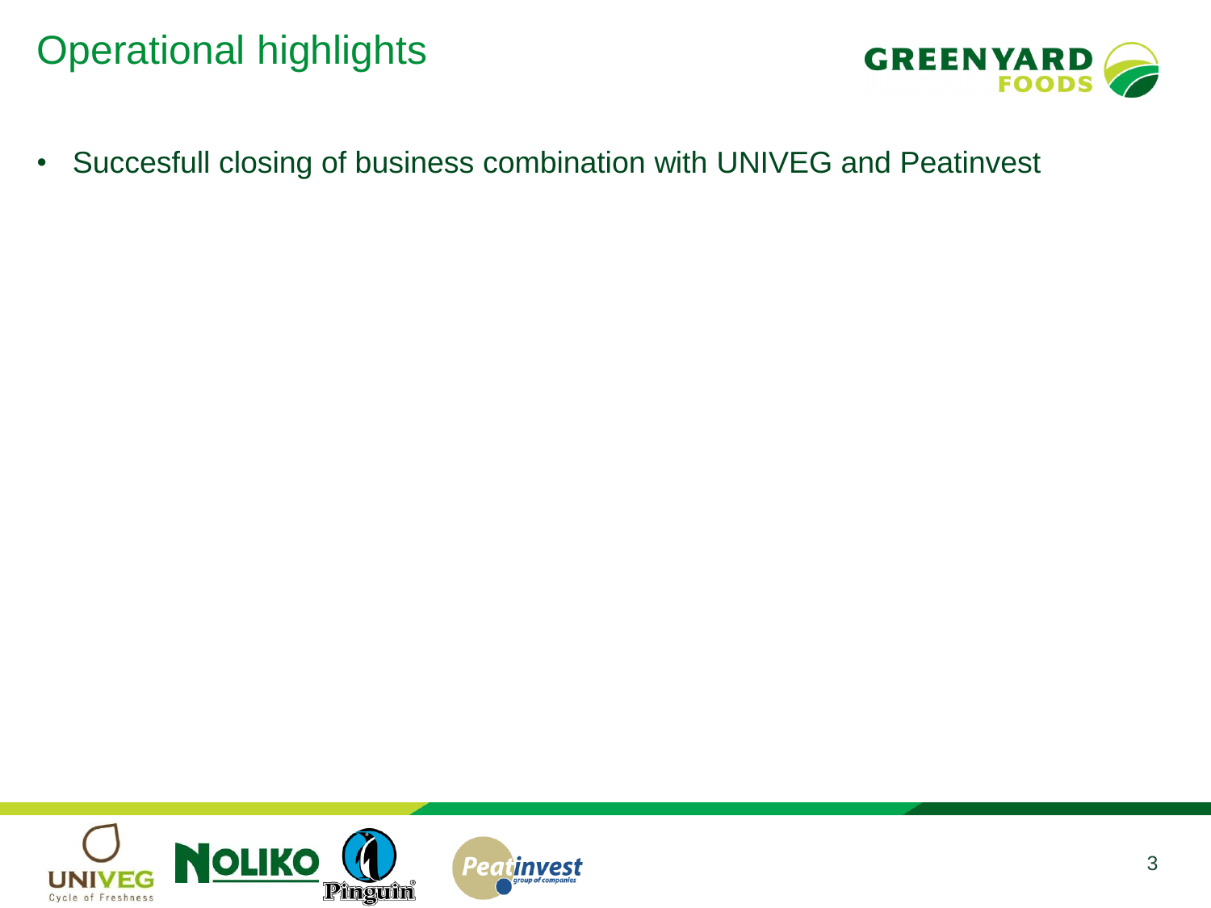# Operational highlights

- Succesfull closing of business combination with UNIVEG and Peatinvest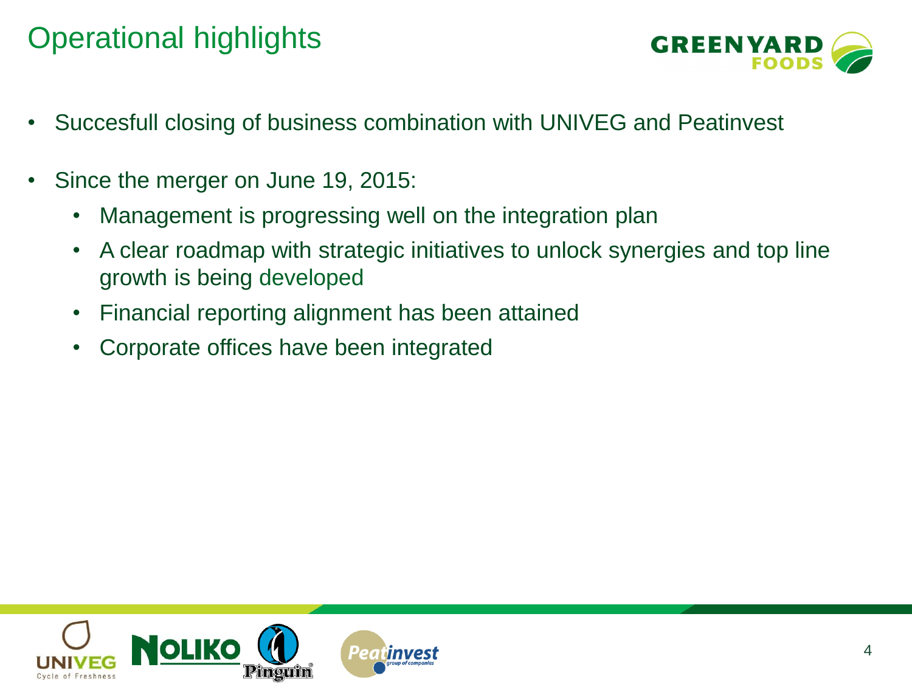# Operational highlights

- Succesfull closing of business combination with UNIVEG and Peatinvest
- Since the merger on June 19, 2015:
  - Management is progressing well on the integration plan
  - A clear roadmap with strategic initiatives to unlock synergies and top line growth is being developed
  - Financial reporting alignment has been attained
  - Corporate offices have been integrated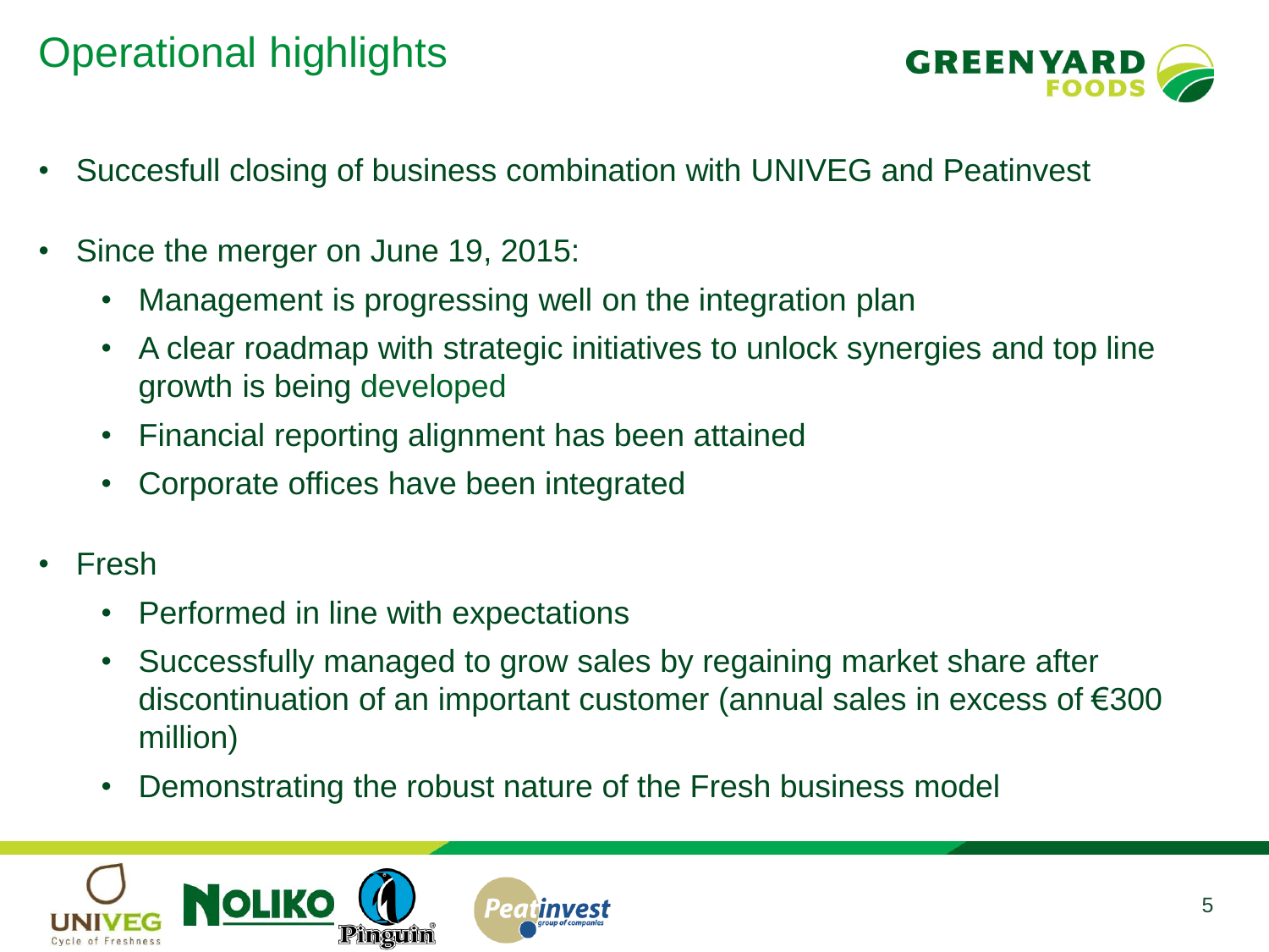# Operational highlights

- Succesfull closing of business combination with UNIVEG and Peatinvest
- Since the merger on June 19, 2015:
  - Management is progressing well on the integration plan
  - A clear roadmap with strategic initiatives to unlock synergies and top line growth is being developed
  - Financial reporting alignment has been attained
  - Corporate offices have been integrated
- Fresh
  - Performed in line with expectations
  - Successfully managed to grow sales by regaining market share after discontinuation of an important customer (annual sales in excess of €300 million)
  - Demonstrating the robust nature of the Fresh business model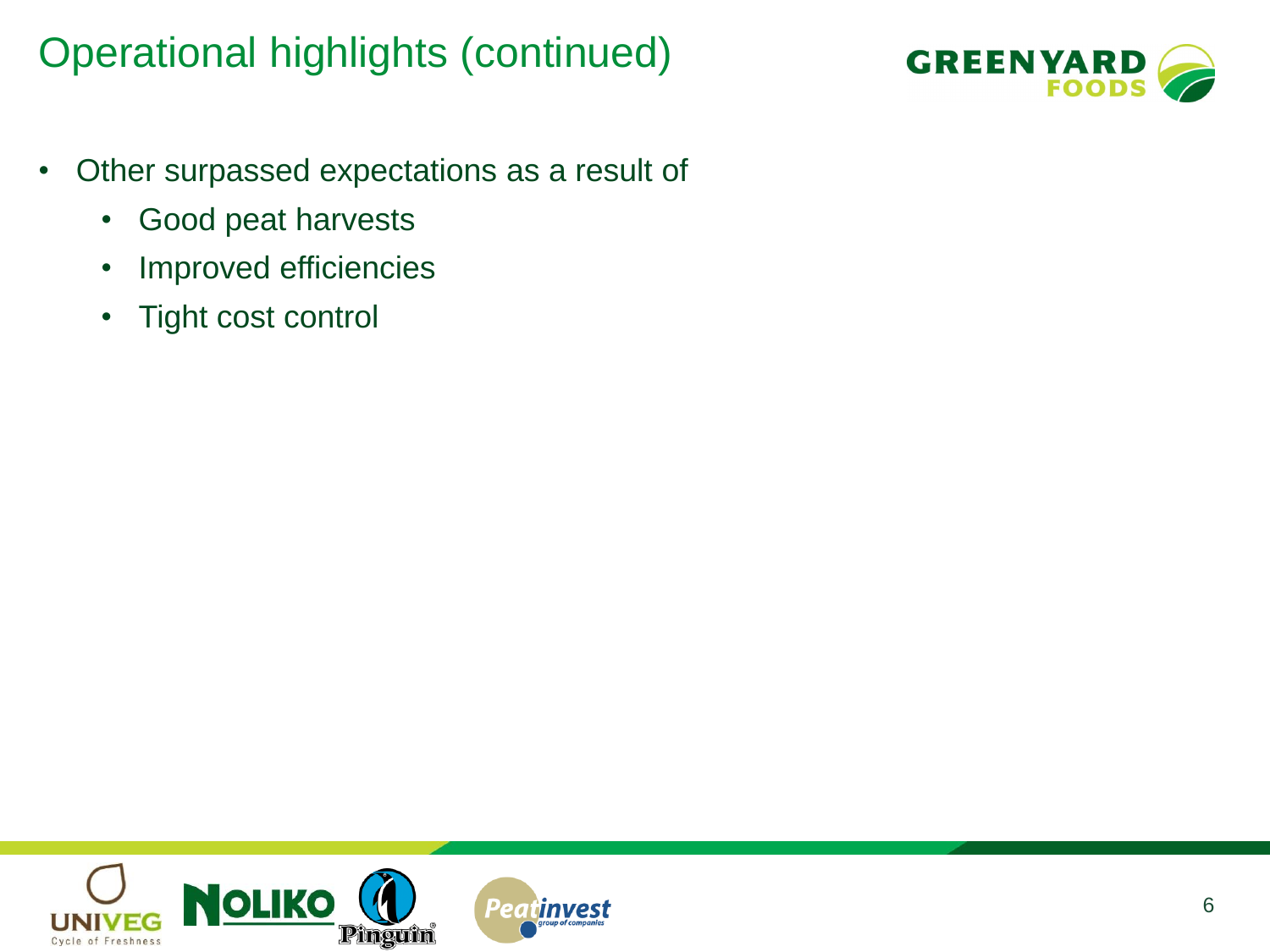# Operational highlights (continued)

- Other surpassed expectations as a result of
  - Good peat harvests
  - Improved efficiencies
  - Tight cost control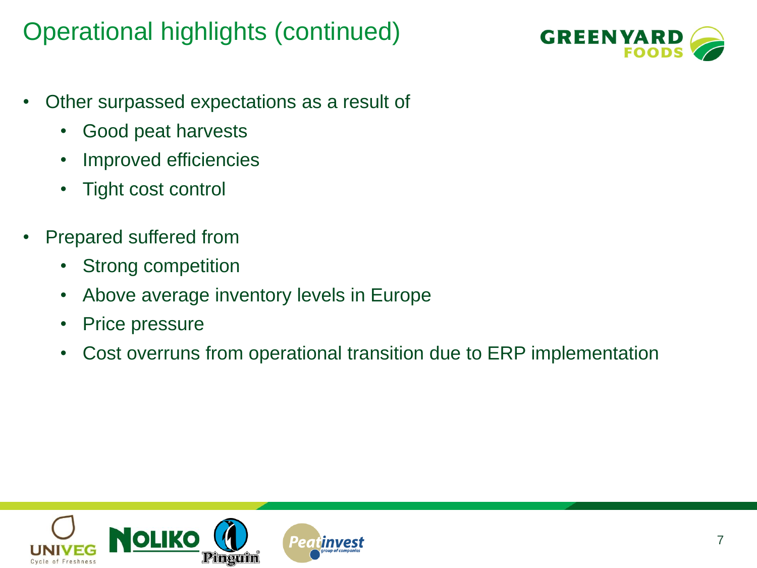# Operational highlights (continued)

- Other surpassed expectations as a result of
  - Good peat harvests
  - Improved efficiencies
  - Tight cost control
- Prepared suffered from
  - Strong competition
  - Above average inventory levels in Europe
  - Price pressure
  - Cost overruns from operational transition due to ERP implementation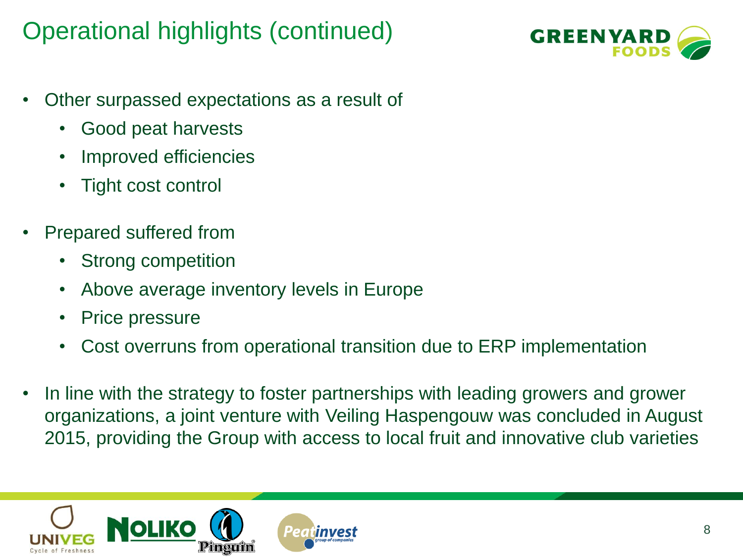# Operational highlights (continued)

- Other surpassed expectations as a result of
  - Good peat harvests
  - Improved efficiencies
  - Tight cost control
- Prepared suffered from
  - Strong competition
  - Above average inventory levels in Europe
  - Price pressure
  - Cost overruns from operational transition due to ERP implementation
- In line with the strategy to foster partnerships with leading growers and grower organizations, a joint venture with Veiling Haspengouw was concluded in August 2015, providing the Group with access to local fruit and innovative club varieties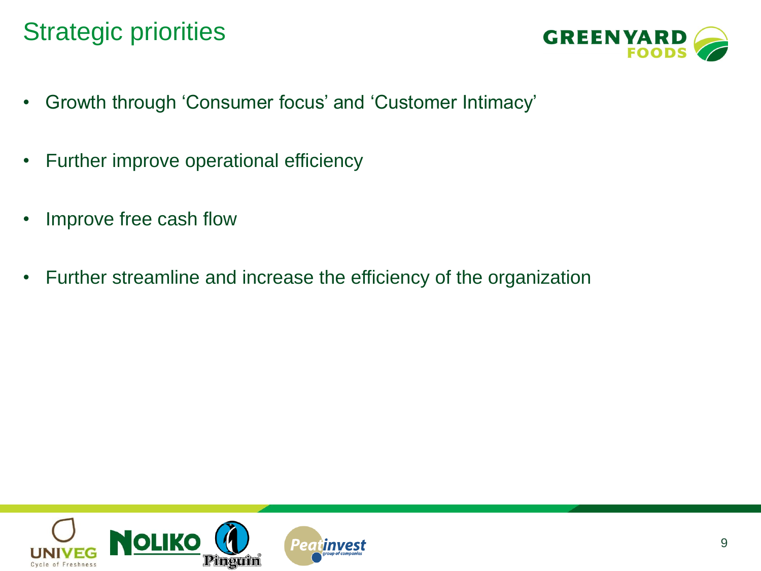# Strategic priorities

- Growth through 'Consumer focus' and 'Customer Intimacy'
- Further improve operational efficiency
- Improve free cash flow
- Further streamline and increase the efficiency of the organization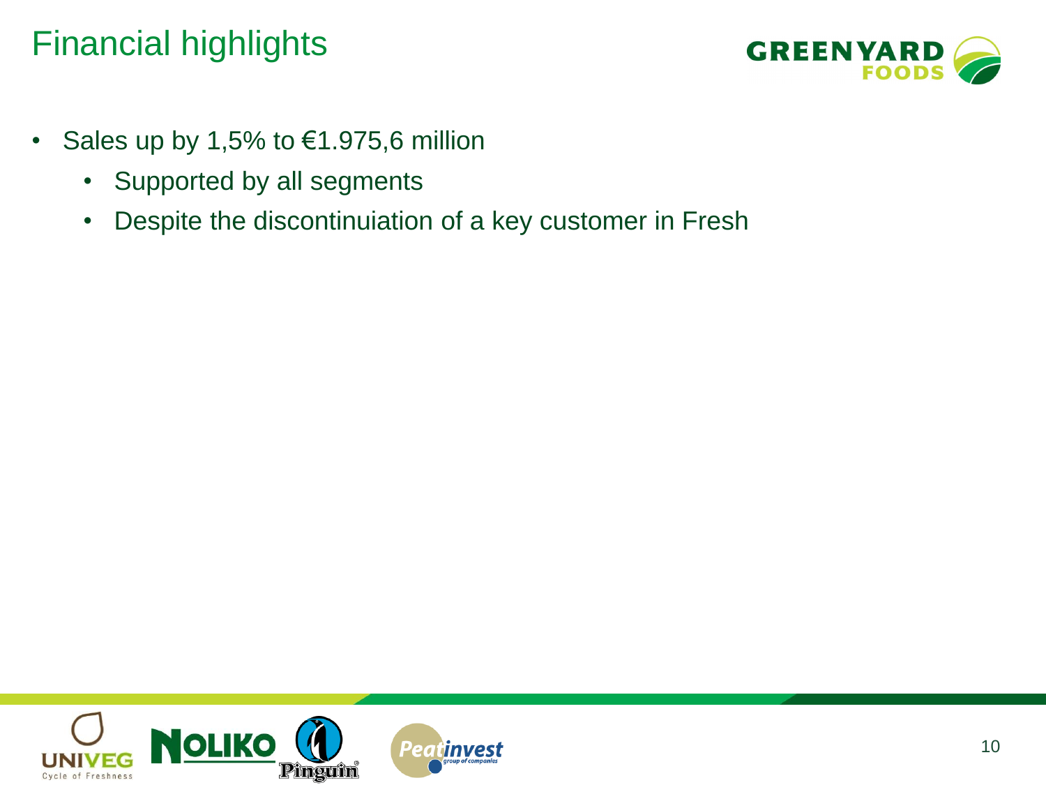# Financial highlights

- Sales up by 1,5% to €1.975,6 million
  - Supported by all segments
  - Despite the discontinuiation of a key customer in Fresh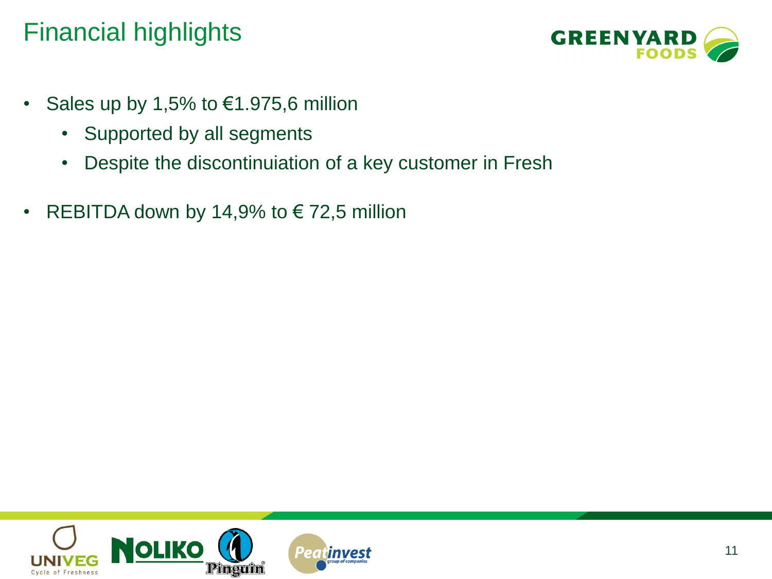# Financial highlights

- Sales up by 1,5% to €1.975,6 million
  - Supported by all segments
  - Despite the discontinuiation of a key customer in Fresh
- REBITDA down by 14,9% to € 72,5 million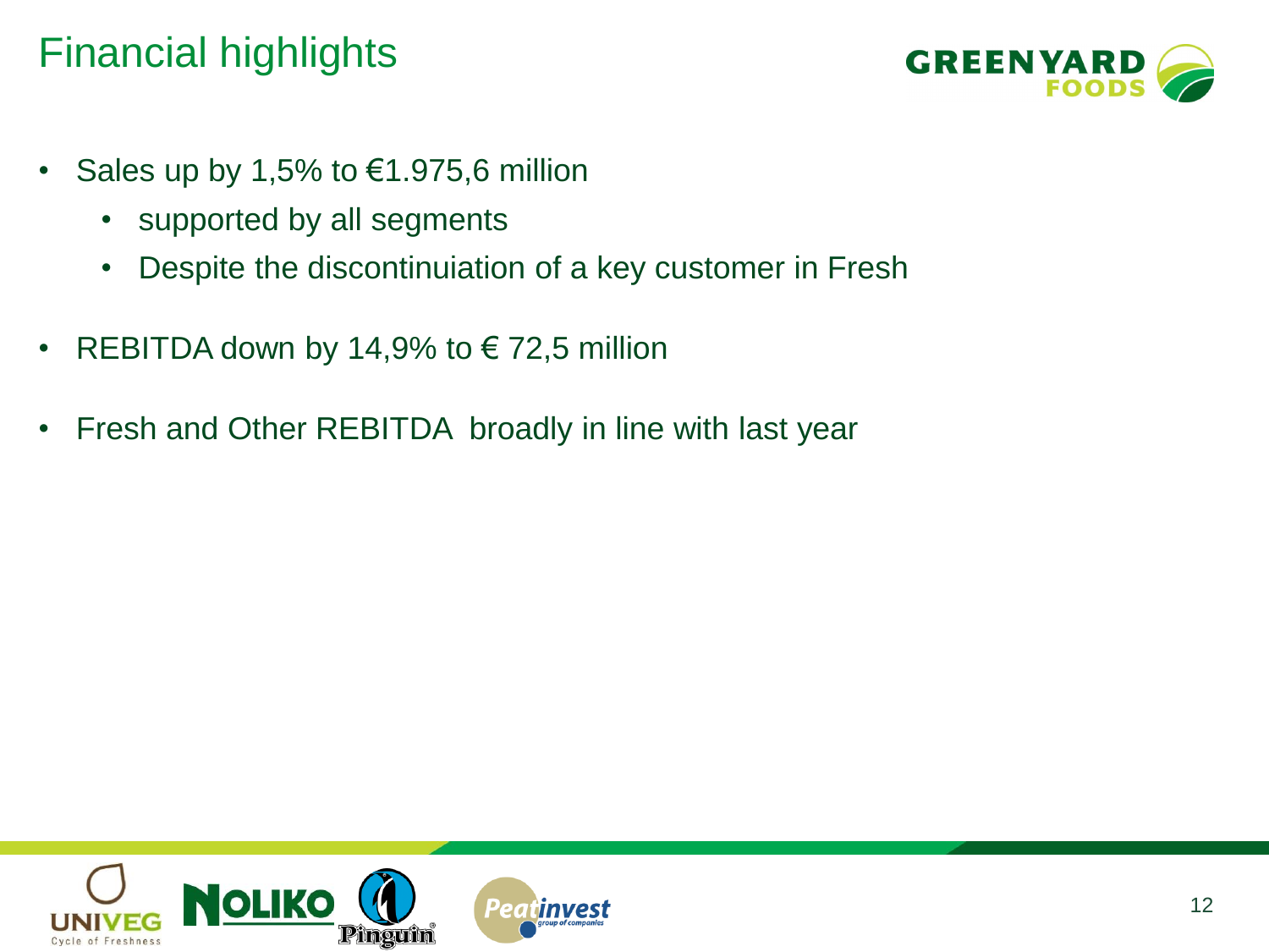# Financial highlights

- Sales up by 1,5% to €1.975,6 million
  - supported by all segments
  - Despite the discontinuiation of a key customer in Fresh
- REBITDA down by 14,9% to € 72,5 million
- Fresh and Other REBITDA  broadly in line with last year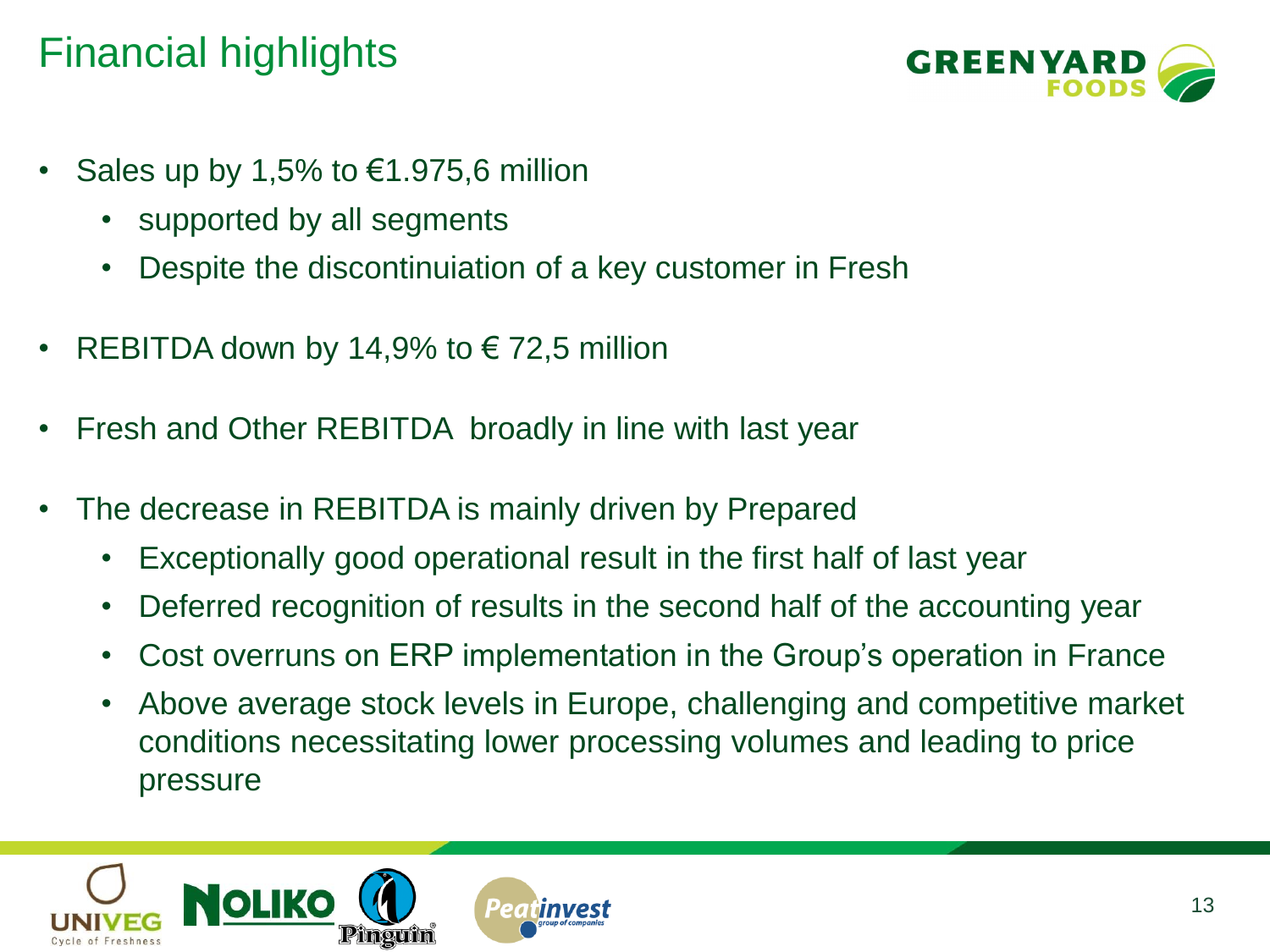# Financial highlights

- Sales up by 1,5% to €1.975,6 million
  - supported by all segments
  - Despite the discontinuiation of a key customer in Fresh
- REBITDA down by 14,9% to € 72,5 million
- Fresh and Other REBITDA broadly in line with last year
- The decrease in REBITDA is mainly driven by Prepared
  - Exceptionally good operational result in the first half of last year
  - Deferred recognition of results in the second half of the accounting year
  - Cost overruns on ERP implementation in the Group's operation in France
  - Above average stock levels in Europe, challenging and competitive market conditions necessitating lower processing volumes and leading to price pressure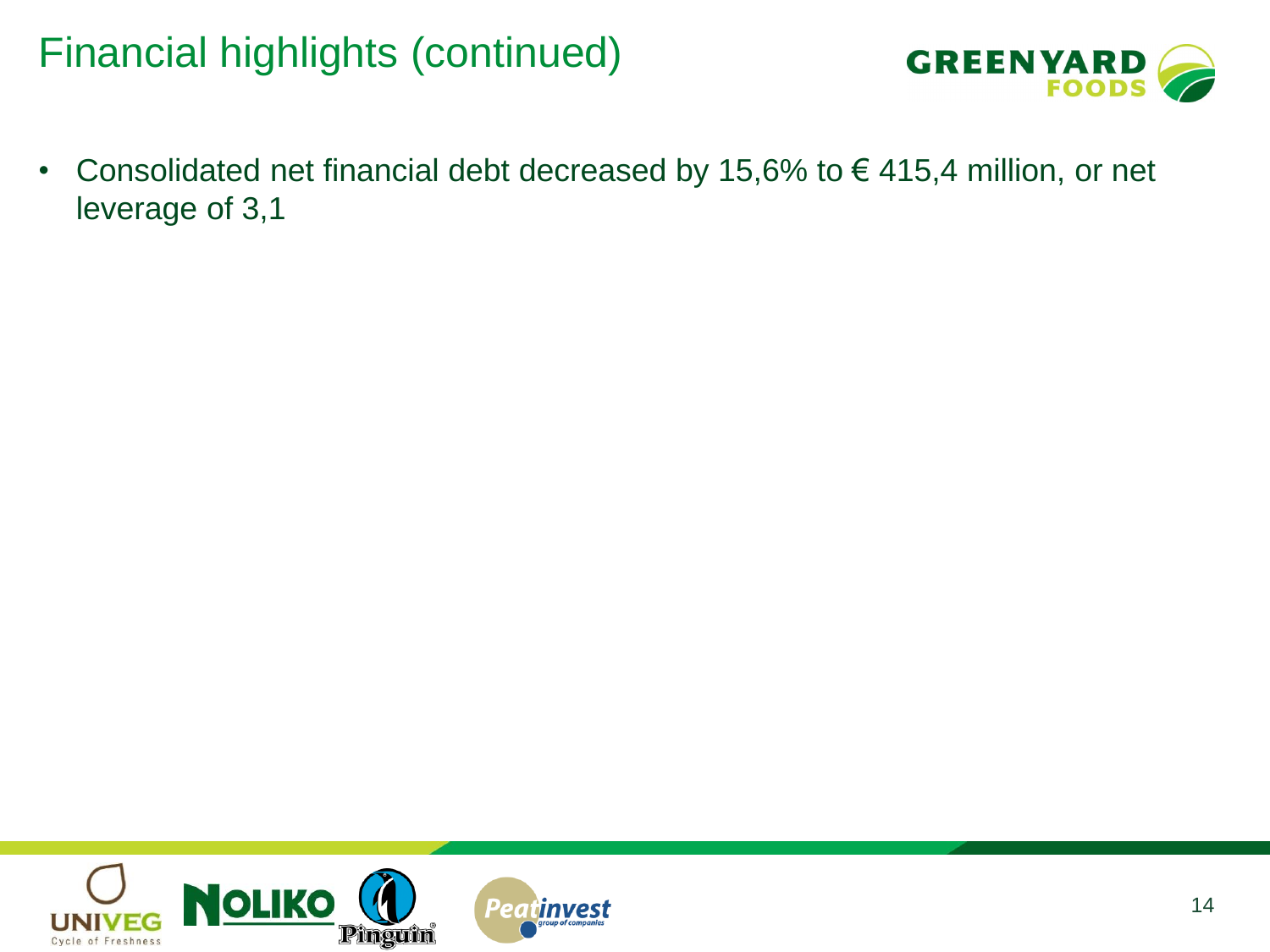# Financial highlights (continued)

- Consolidated net financial debt decreased by 15,6% to € 415,4 million, or net leverage of 3,1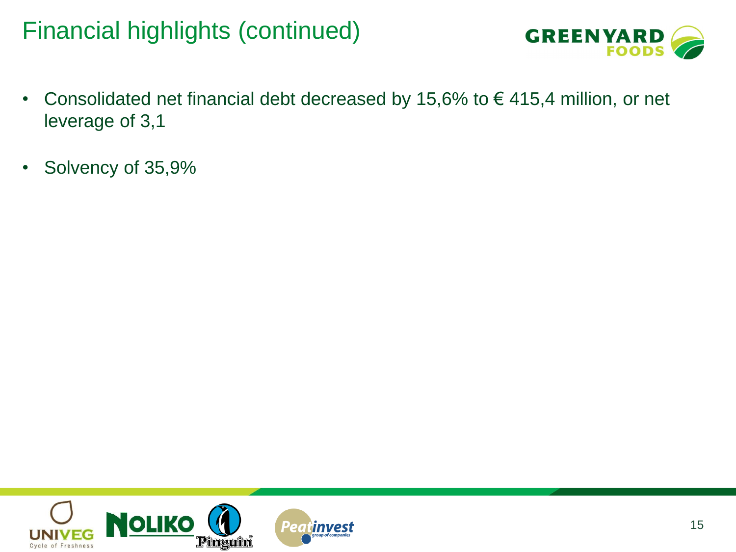# Financial highlights (continued)

- Consolidated net financial debt decreased by 15,6% to € 415,4 million, or net leverage of 3,1
- Solvency of 35,9%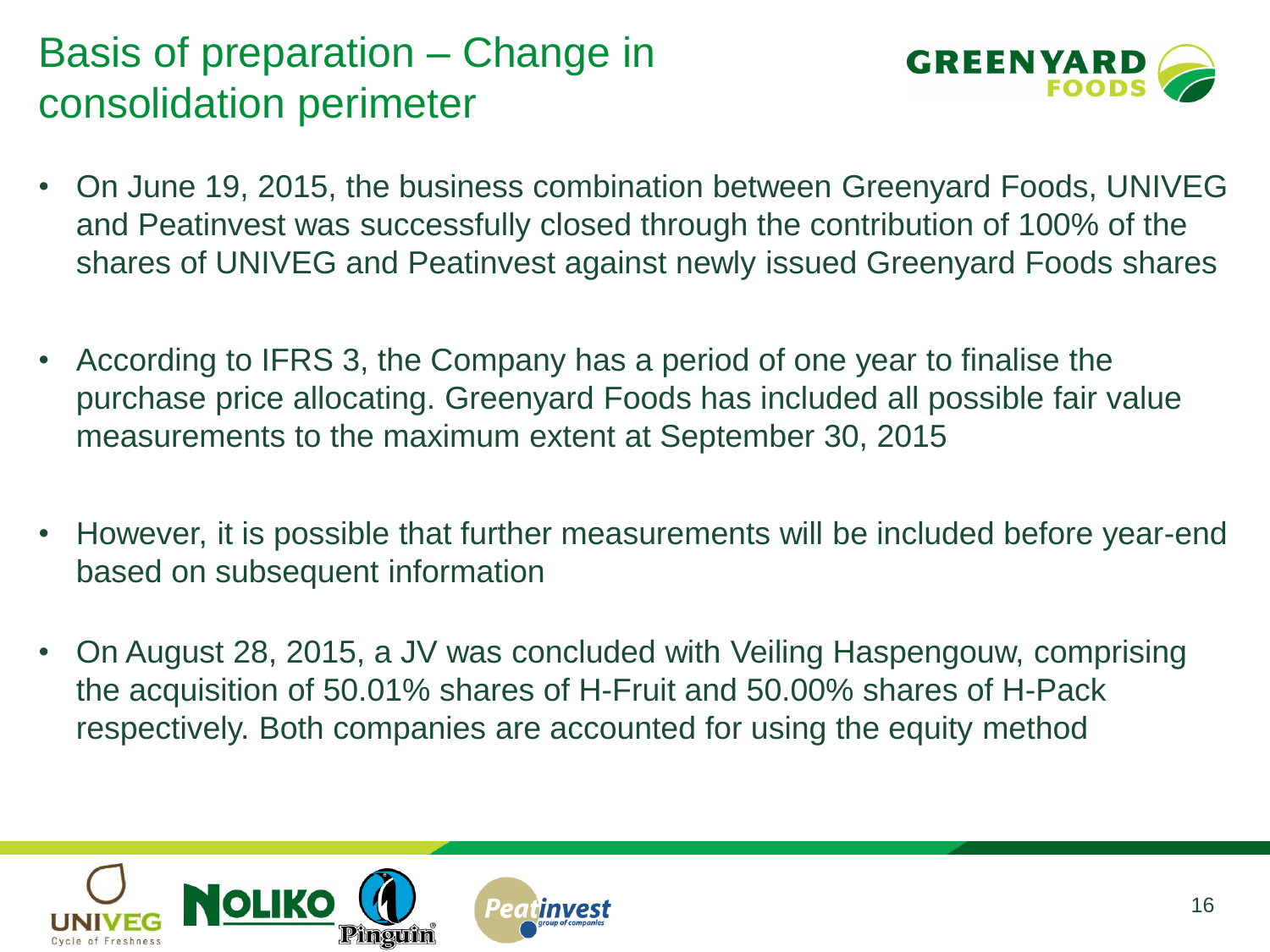# Basis of preparation – Change in consolidation perimeter

- On June 19, 2015, the business combination between Greenyard Foods, UNIVEG and Peatinvest was successfully closed through the contribution of 100% of the shares of UNIVEG and Peatinvest against newly issued Greenyard Foods shares

- According to IFRS 3, the Company has a period of one year to finalise the purchase price allocating. Greenyard Foods has included all possible fair value measurements to the maximum extent at September 30, 2015

- However, it is possible that further measurements will be included before year-end based on subsequent information

- On August 28, 2015, a JV was concluded with Veiling Haspengouw, comprising the acquisition of 50.01% shares of H-Fruit and 50.00% shares of H-Pack respectively. Both companies are accounted for using the equity method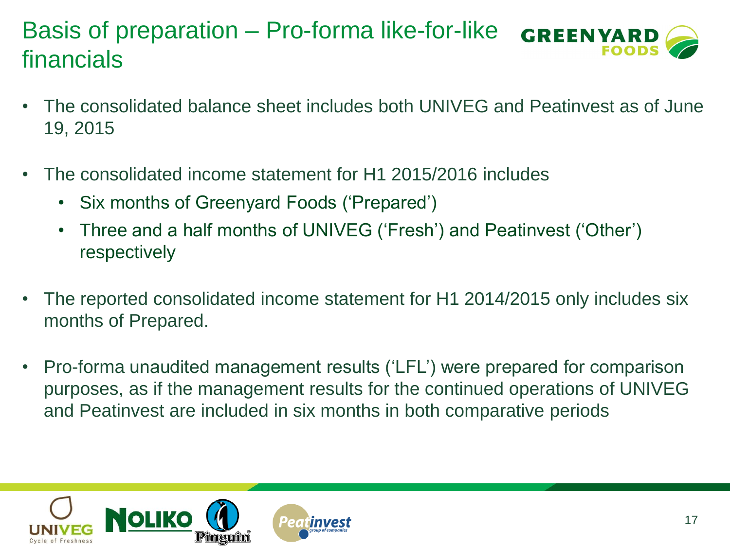# Basis of preparation – Pro-forma like-for-like financials

- The consolidated balance sheet includes both UNIVEG and Peatinvest as of June 19, 2015
- The consolidated income statement for H1 2015/2016 includes
  - Six months of Greenyard Foods ('Prepared')
  - Three and a half months of UNIVEG ('Fresh') and Peatinvest ('Other') respectively
- The reported consolidated income statement for H1 2014/2015 only includes six months of Prepared.
- Pro-forma unaudited management results ('LFL') were prepared for comparison purposes, as if the management results for the continued operations of UNIVEG and Peatinvest are included in six months in both comparative periods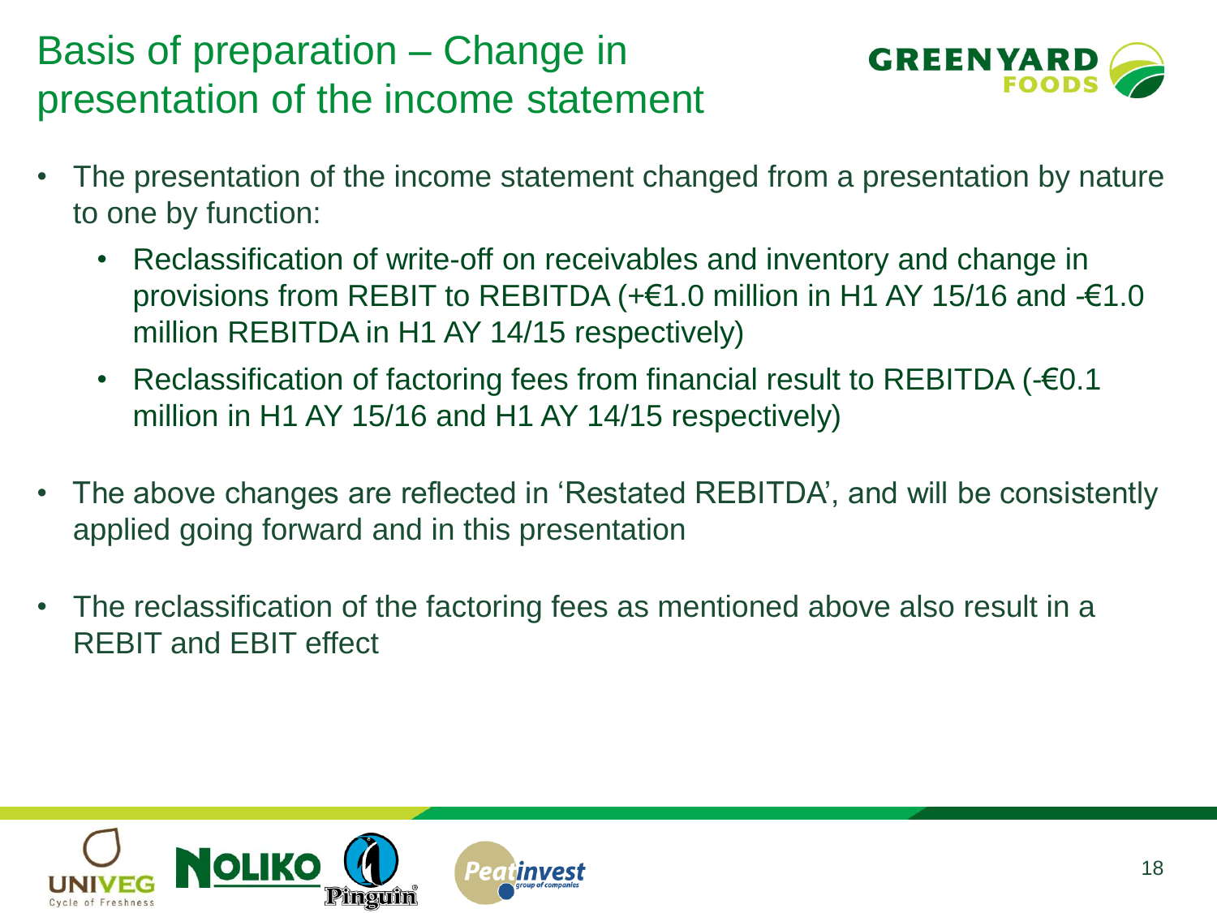# Basis of preparation – Change in presentation of the income statement

- The presentation of the income statement changed from a presentation by nature to one by function:
  - Reclassification of write-off on receivables and inventory and change in provisions from REBIT to REBITDA (+€1.0 million in H1 AY 15/16 and -€1.0 million REBITDA in H1 AY 14/15 respectively)
  - Reclassification of factoring fees from financial result to REBITDA (-€0.1 million in H1 AY 15/16 and H1 AY 14/15 respectively)
- The above changes are reflected in 'Restated REBITDA', and will be consistently applied going forward and in this presentation
- The reclassification of the factoring fees as mentioned above also result in a REBIT and EBIT effect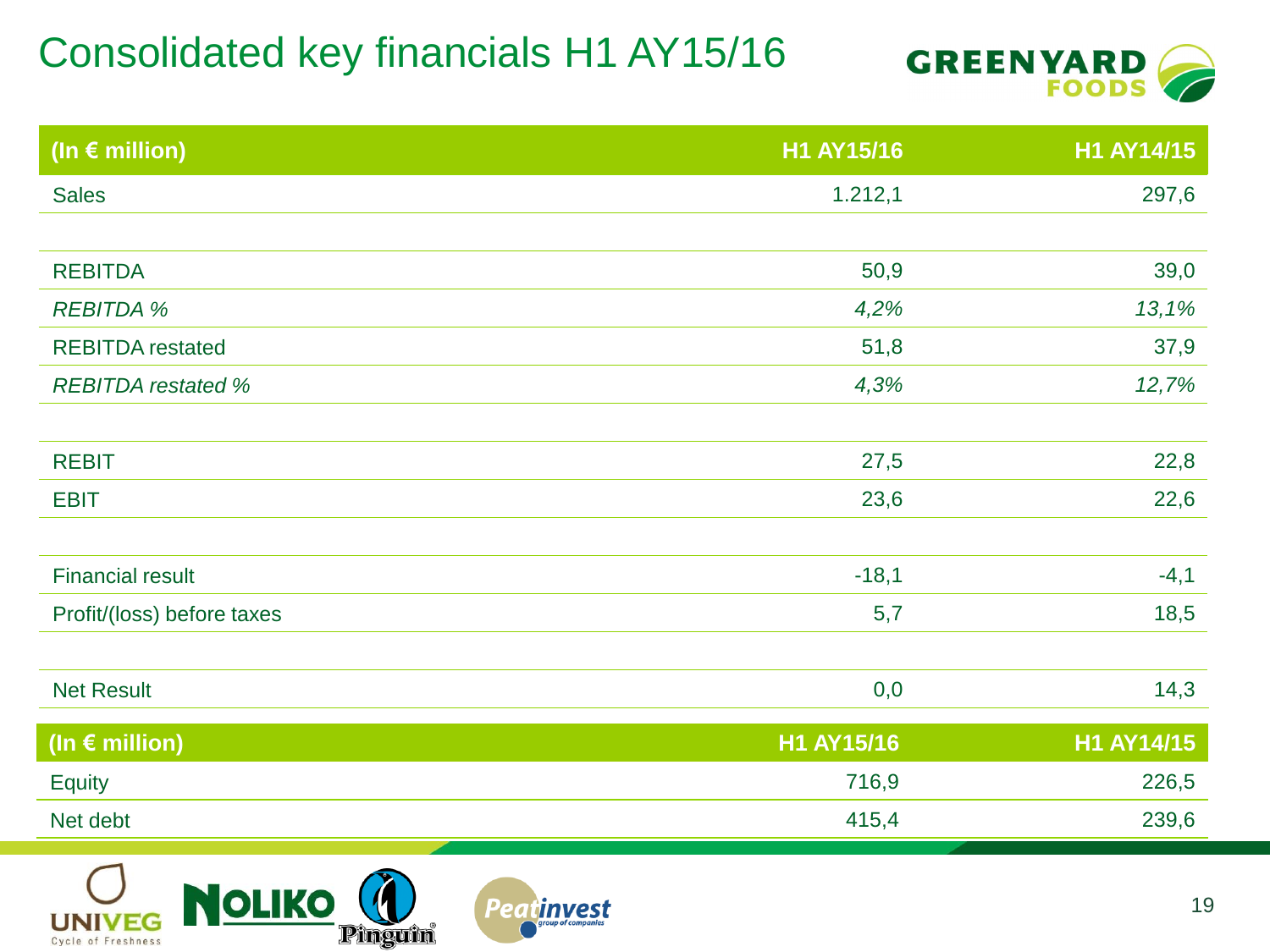# Consolidated key financials H1 AY15/16

| (In € million) | H1 AY15/16 | H1 AY14/15 |
|---|---|---|
| Sales | 1.212,1 | 297,6 |
| | | |
| REBITDA | 50,9 | 39,0 |
| *REBITDA %* | *4,2%* | *13,1%* |
| REBITDA restated | 51,8 | 37,9 |
| *REBITDA restated %* | *4,3%* | *12,7%* |
| | | |
| REBIT | 27,5 | 22,8 |
| EBIT | 23,6 | 22,6 |
| | | |
| Financial result | -18,1 | -4,1 |
| Profit/(loss) before taxes | 5,7 | 18,5 |
| | | |
| Net Result | 0,0 | 14,3 |

| (In € million) | H1 AY15/16 | H1 AY14/15 |
|---|---|---|
| Equity | 716,9 | 226,5 |
| Net debt | 415,4 | 239,6 |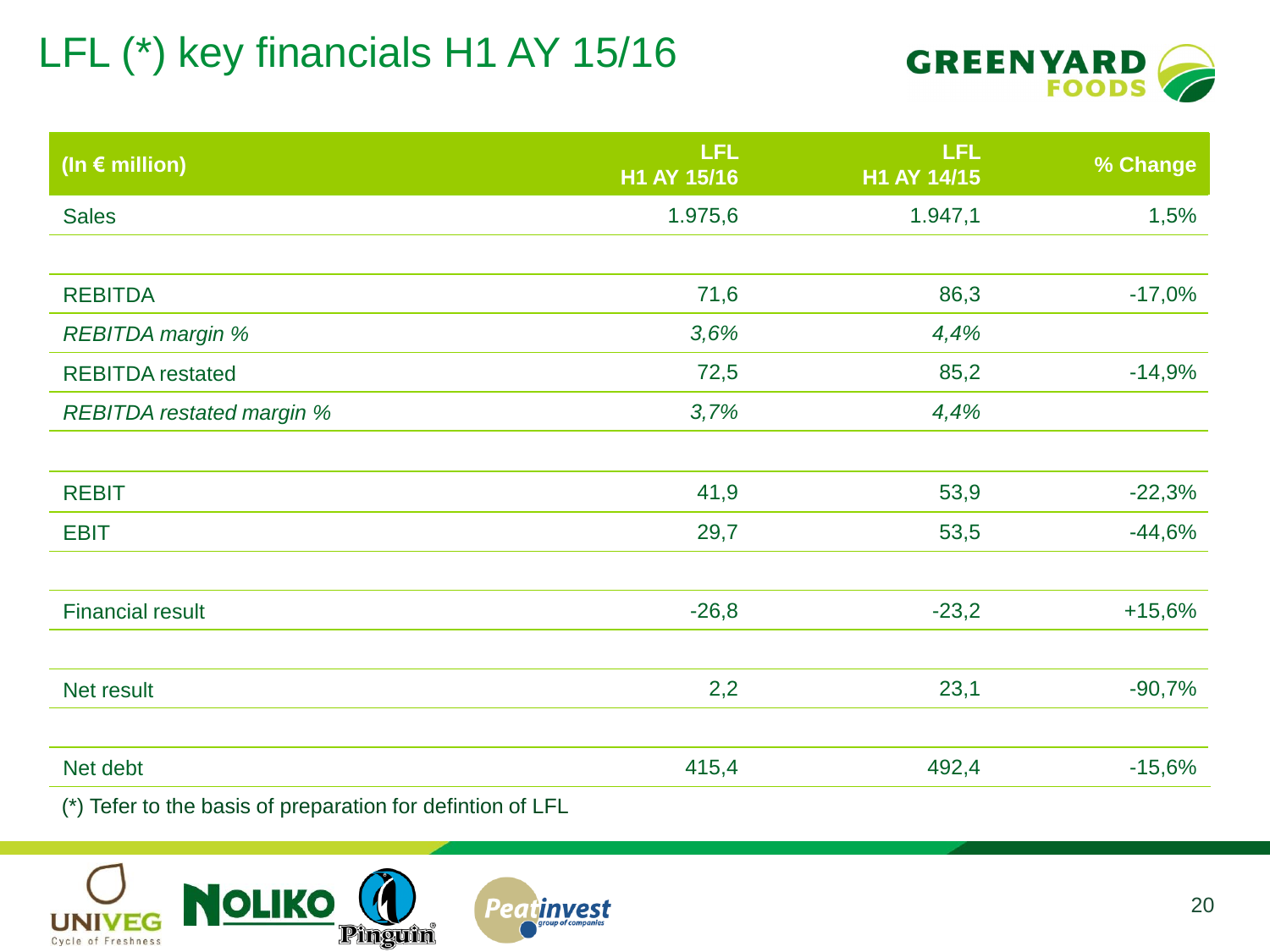# LFL (*) key financials H1 AY 15/16

| (In € million) | LFL H1 AY 15/16 | LFL H1 AY 14/15 | % Change |
|---|---|---|---|
| Sales | 1.975,6 | 1.947,1 | 1,5% |
| | | | |
| REBITDA | 71,6 | 86,3 | -17,0% |
| *REBITDA margin %* | *3,6%* | *4,4%* | |
| REBITDA restated | 72,5 | 85,2 | -14,9% |
| *REBITDA restated margin %* | *3,7%* | *4,4%* | |
| | | | |
| REBIT | 41,9 | 53,9 | -22,3% |
| EBIT | 29,7 | 53,5 | -44,6% |
| | | | |
| Financial result | -26,8 | -23,2 | +15,6% |
| | | | |
| Net result | 2,2 | 23,1 | -90,7% |
| | | | |
| Net debt | 415,4 | 492,4 | -15,6% |

(*) Tefer to the basis of preparation for defintion of LFL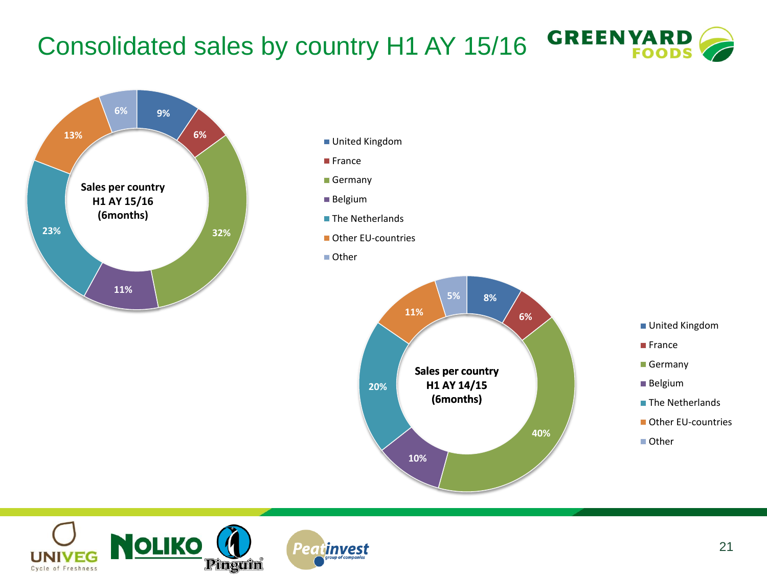# Consolidated sales by country H1 AY 15/16

**Sales per country H1 AY 15/16 (6months)**

| Country | Share |
| --- | --- |
| United Kingdom | 9% |
| France | 6% |
| Germany | 32% |
| Belgium | 11% |
| The Netherlands | 23% |
| Other EU-countries | 13% |
| Other | 6% |

**Sales per country H1 AY 14/15 (6months)**

| Country | Share |
| --- | --- |
| United Kingdom | 8% |
| France | 6% |
| Germany | 40% |
| Belgium | 10% |
| The Netherlands | 20% |
| Other EU-countries | 11% |
| Other | 5% |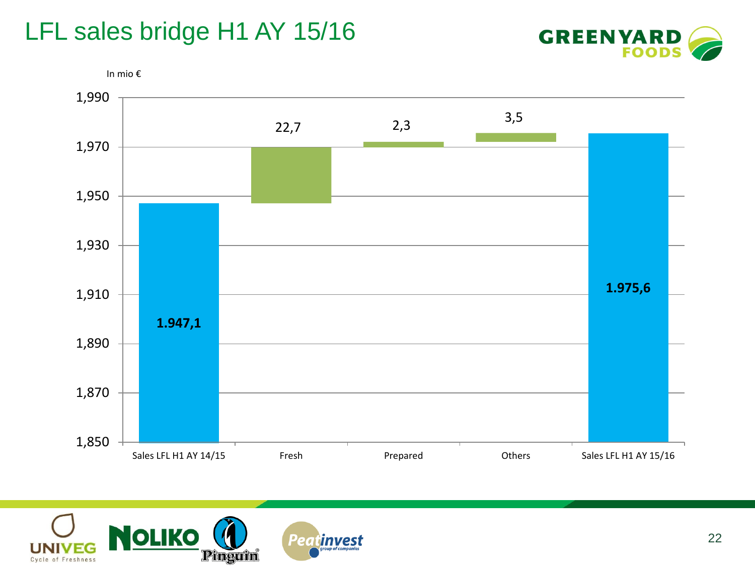# LFL sales bridge H1 AY 15/16

In mio €

| | Value |
|---|---|
| Sales LFL H1 AY 14/15 | 1.947,1 |
| Fresh | 22,7 |
| Prepared | 2,3 |
| Others | 3,5 |
| Sales LFL H1 AY 15/16 | 1.975,6 |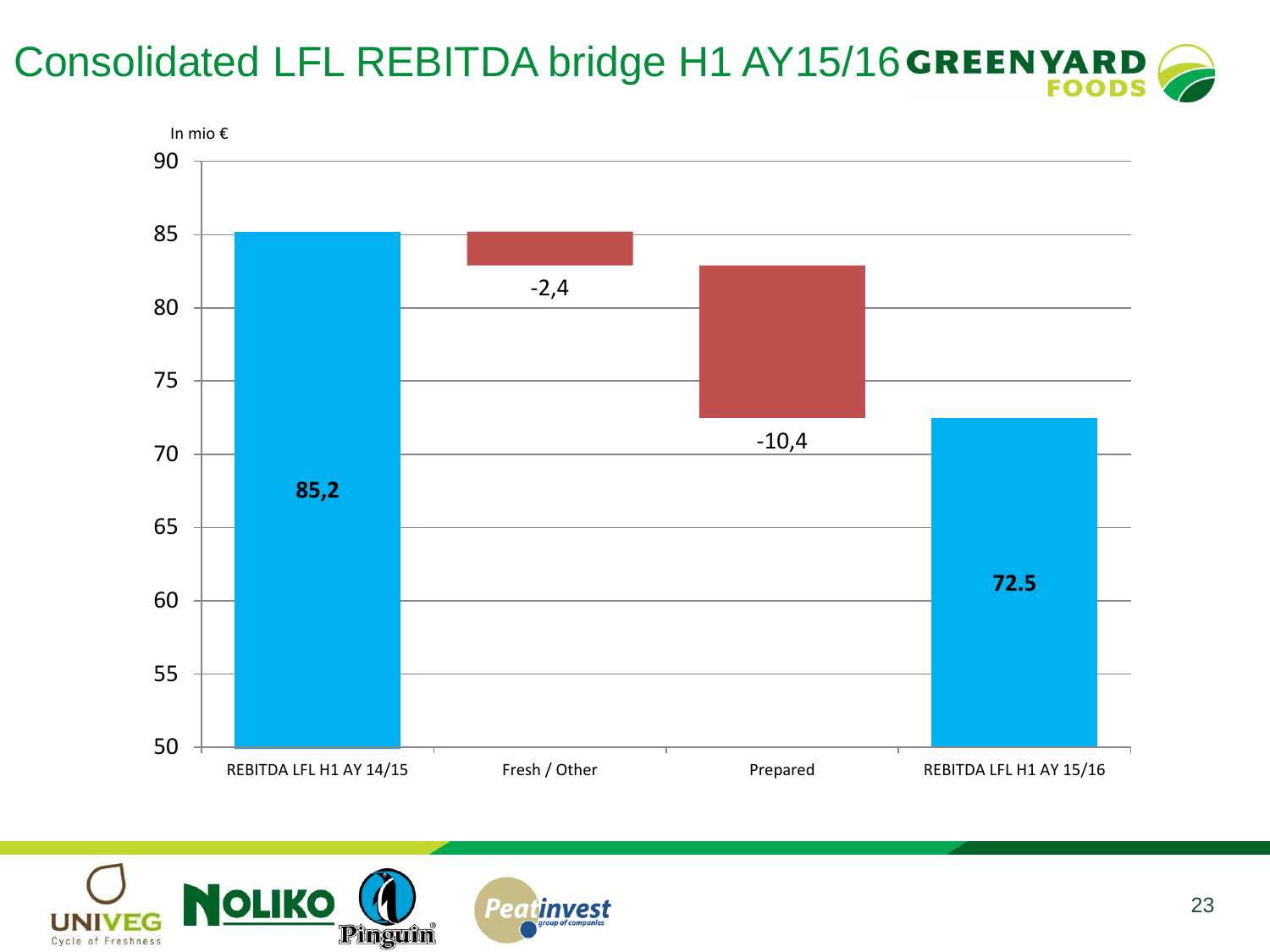# Consolidated LFL REBITDA bridge H1 AY15/16

In mio €

| | Value |
|---|---|
| REBITDA LFL H1 AY 14/15 | 85,2 |
| Fresh / Other | -2,4 |
| Prepared | -10,4 |
| REBITDA LFL H1 AY 15/16 | 72.5 |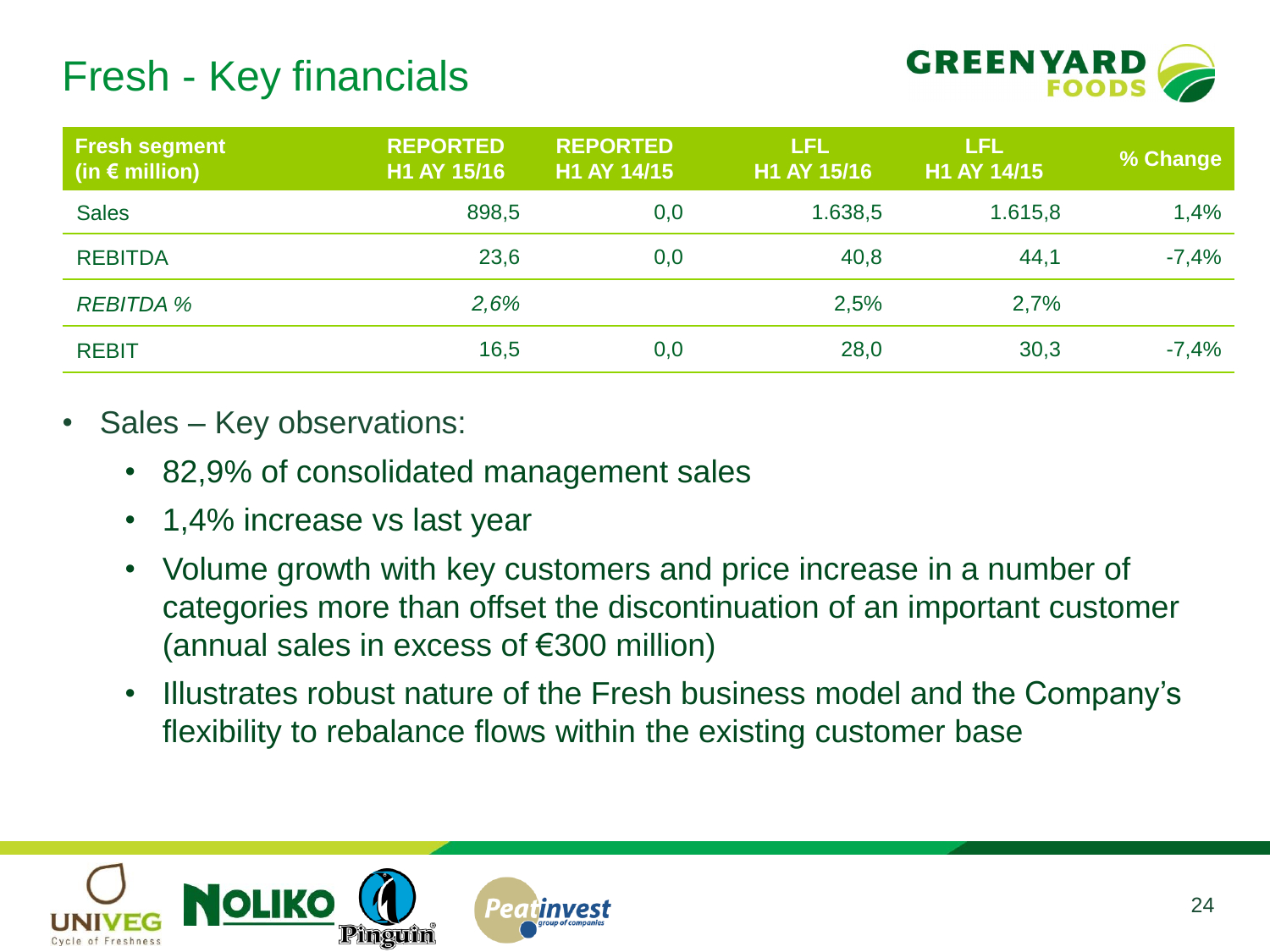# Fresh - Key financials

| Fresh segment (in € million) | REPORTED H1 AY 15/16 | REPORTED H1 AY 14/15 | LFL H1 AY 15/16 | LFL H1 AY 14/15 | % Change |
|---|---|---|---|---|---|
| Sales | 898,5 | 0,0 | 1.638,5 | 1.615,8 | 1,4% |
| REBITDA | 23,6 | 0,0 | 40,8 | 44,1 | -7,4% |
| *REBITDA %* | *2,6%* | | 2,5% | 2,7% | |
| REBIT | 16,5 | 0,0 | 28,0 | 30,3 | -7,4% |

- Sales – Key observations:
  - 82,9% of consolidated management sales
  - 1,4% increase vs last year
  - Volume growth with key customers and price increase in a number of categories more than offset the discontinuation of an important customer (annual sales in excess of €300 million)
  - Illustrates robust nature of the Fresh business model and the Company's flexibility to rebalance flows within the existing customer base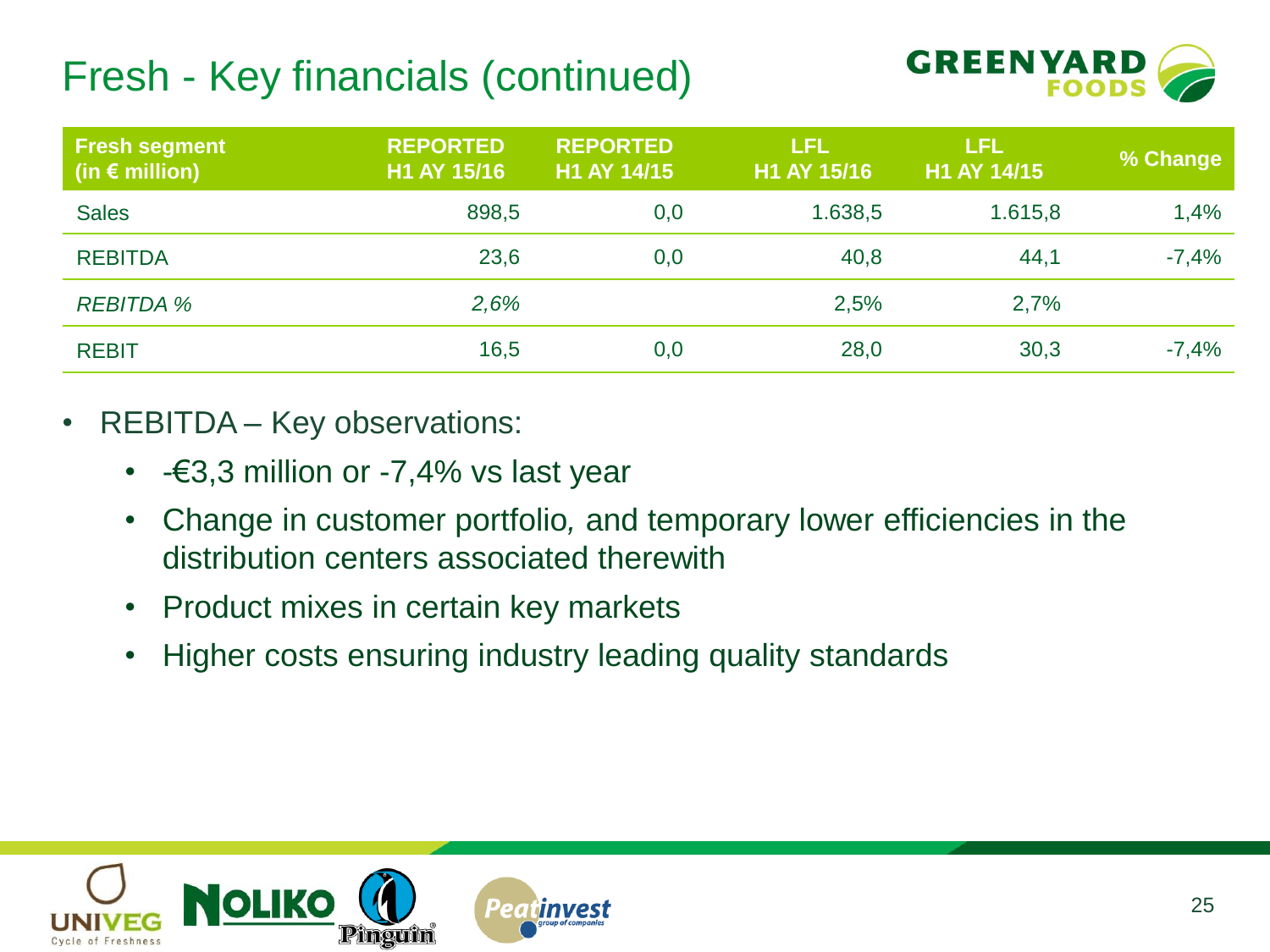# Fresh - Key financials (continued)

| Fresh segment (in € million) | REPORTED H1 AY 15/16 | REPORTED H1 AY 14/15 | LFL H1 AY 15/16 | LFL H1 AY 14/15 | % Change |
|---|---|---|---|---|---|
| Sales | 898,5 | 0,0 | 1.638,5 | 1.615,8 | 1,4% |
| REBITDA | 23,6 | 0,0 | 40,8 | 44,1 | -7,4% |
| *REBITDA %* | *2,6%* | | 2,5% | 2,7% | |
| REBIT | 16,5 | 0,0 | 28,0 | 30,3 | -7,4% |

- REBITDA – Key observations:
  - -€3,3 million or -7,4% vs last year
  - Change in customer portfolio, and temporary lower efficiencies in the distribution centers associated therewith
  - Product mixes in certain key markets
  - Higher costs ensuring industry leading quality standards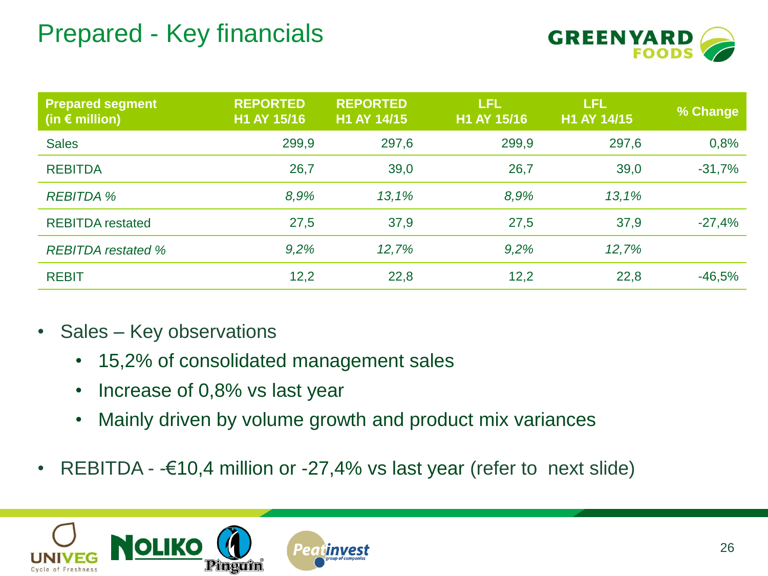# Prepared - Key financials

| Prepared segment (in € million) | REPORTED H1 AY 15/16 | REPORTED H1 AY 14/15 | LFL H1 AY 15/16 | LFL H1 AY 14/15 | % Change |
|---|---|---|---|---|---|
| Sales | 299,9 | 297,6 | 299,9 | 297,6 | 0,8% |
| REBITDA | 26,7 | 39,0 | 26,7 | 39,0 | -31,7% |
| *REBITDA %* | *8,9%* | *13,1%* | *8,9%* | *13,1%* | |
| REBITDA restated | 27,5 | 37,9 | 27,5 | 37,9 | -27,4% |
| *REBITDA restated %* | *9,2%* | *12,7%* | *9,2%* | *12,7%* | |
| REBIT | 12,2 | 22,8 | 12,2 | 22,8 | -46,5% |

- Sales – Key observations
  - 15,2% of consolidated management sales
  - Increase of 0,8% vs last year
  - Mainly driven by volume growth and product mix variances
- REBITDA - -€10,4 million or -27,4% vs last year (refer to next slide)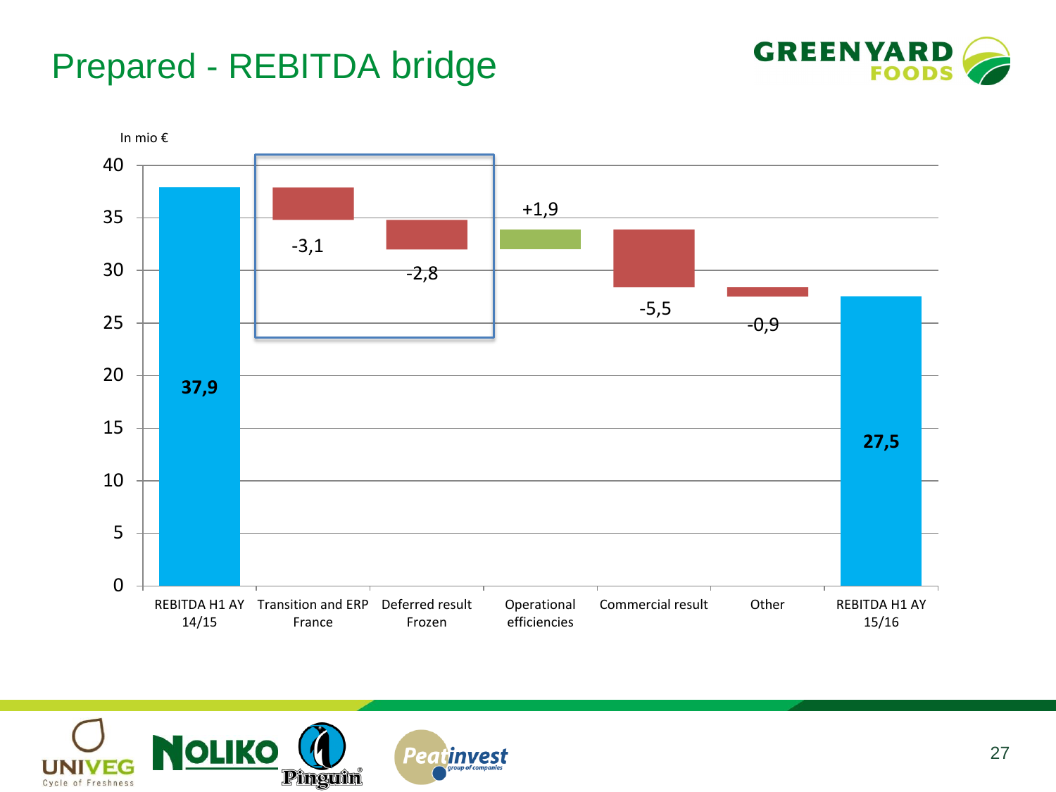# Prepared - REBITDA bridge

In mio €

| | Value |
|---|---|
| REBITDA H1 AY 14/15 | 37,9 |
| Transition and ERP France | -3,1 |
| Deferred result Frozen | -2,8 |
| Operational efficiencies | +1,9 |
| Commercial result | -5,5 |
| Other | -0,9 |
| REBITDA H1 AY 15/16 | 27,5 |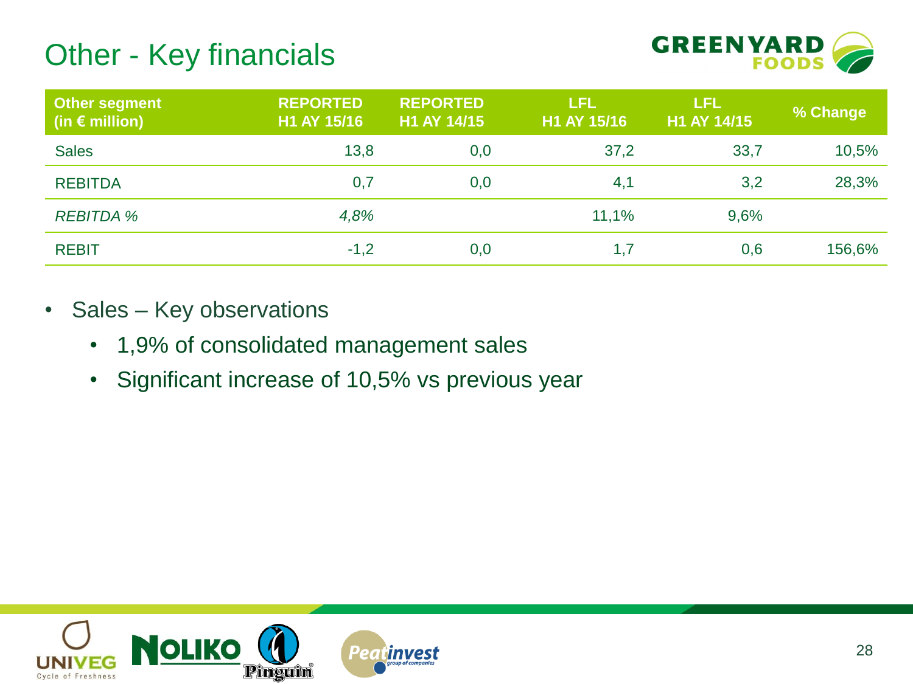# Other - Key financials

| Other segment (in € million) | REPORTED H1 AY 15/16 | REPORTED H1 AY 14/15 | LFL H1 AY 15/16 | LFL H1 AY 14/15 | % Change |
|---|---|---|---|---|---|
| Sales | 13,8 | 0,0 | 37,2 | 33,7 | 10,5% |
| REBITDA | 0,7 | 0,0 | 4,1 | 3,2 | 28,3% |
| *REBITDA %* | *4,8%* | | 11,1% | 9,6% | |
| REBIT | -1,2 | 0,0 | 1,7 | 0,6 | 156,6% |

- Sales – Key observations
  - 1,9% of consolidated management sales
  - Significant increase of 10,5% vs previous year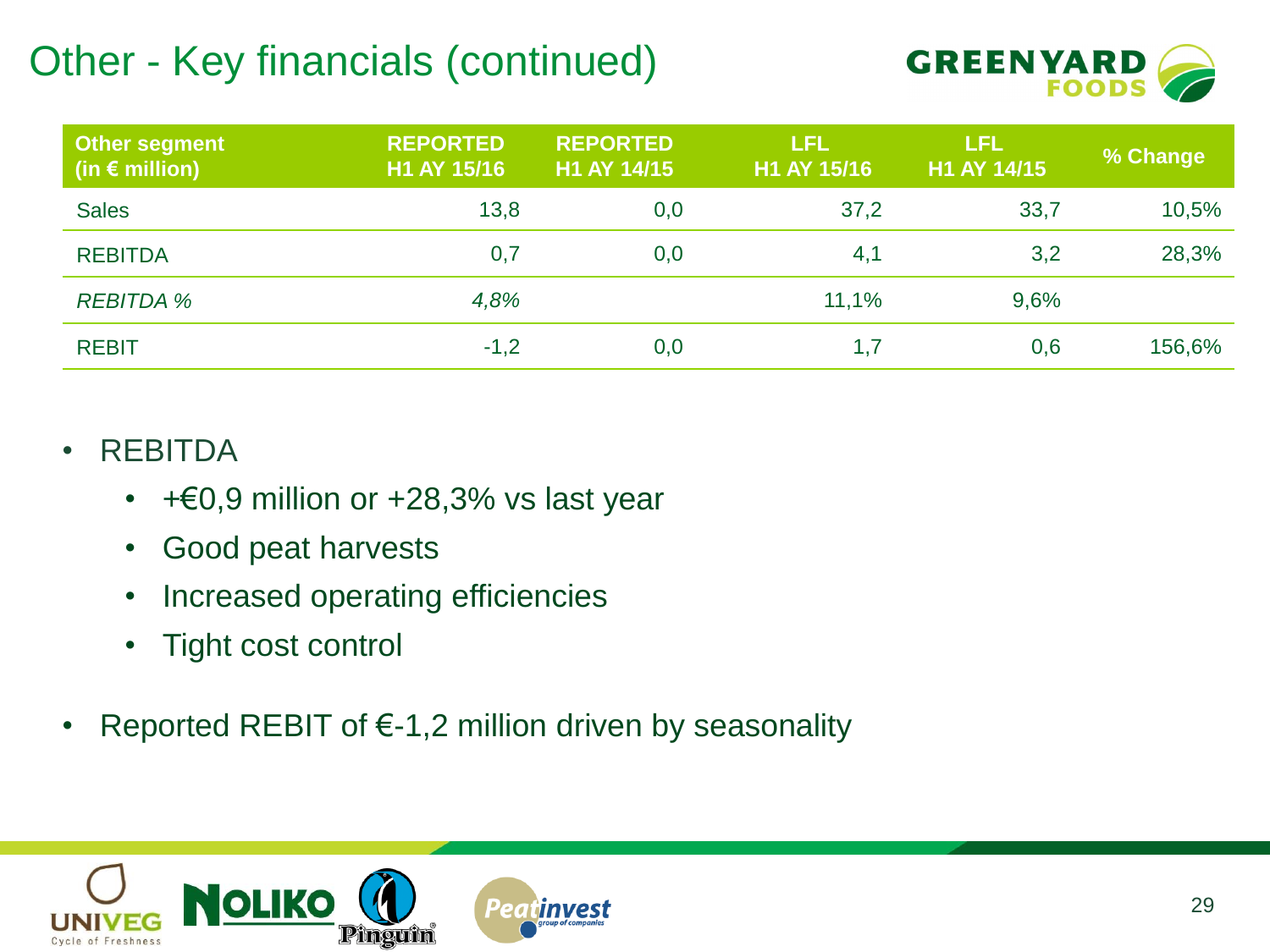# Other - Key financials (continued)

| Other segment (in € million) | REPORTED H1 AY 15/16 | REPORTED H1 AY 14/15 | LFL H1 AY 15/16 | LFL H1 AY 14/15 | % Change |
|---|---|---|---|---|---|
| Sales | 13,8 | 0,0 | 37,2 | 33,7 | 10,5% |
| REBITDA | 0,7 | 0,0 | 4,1 | 3,2 | 28,3% |
| *REBITDA %* | *4,8%* | | 11,1% | 9,6% | |
| REBIT | -1,2 | 0,0 | 1,7 | 0,6 | 156,6% |

- REBITDA
  - +€0,9 million or +28,3% vs last year
  - Good peat harvests
  - Increased operating efficiencies
  - Tight cost control
- Reported REBIT of €-1,2 million driven by seasonality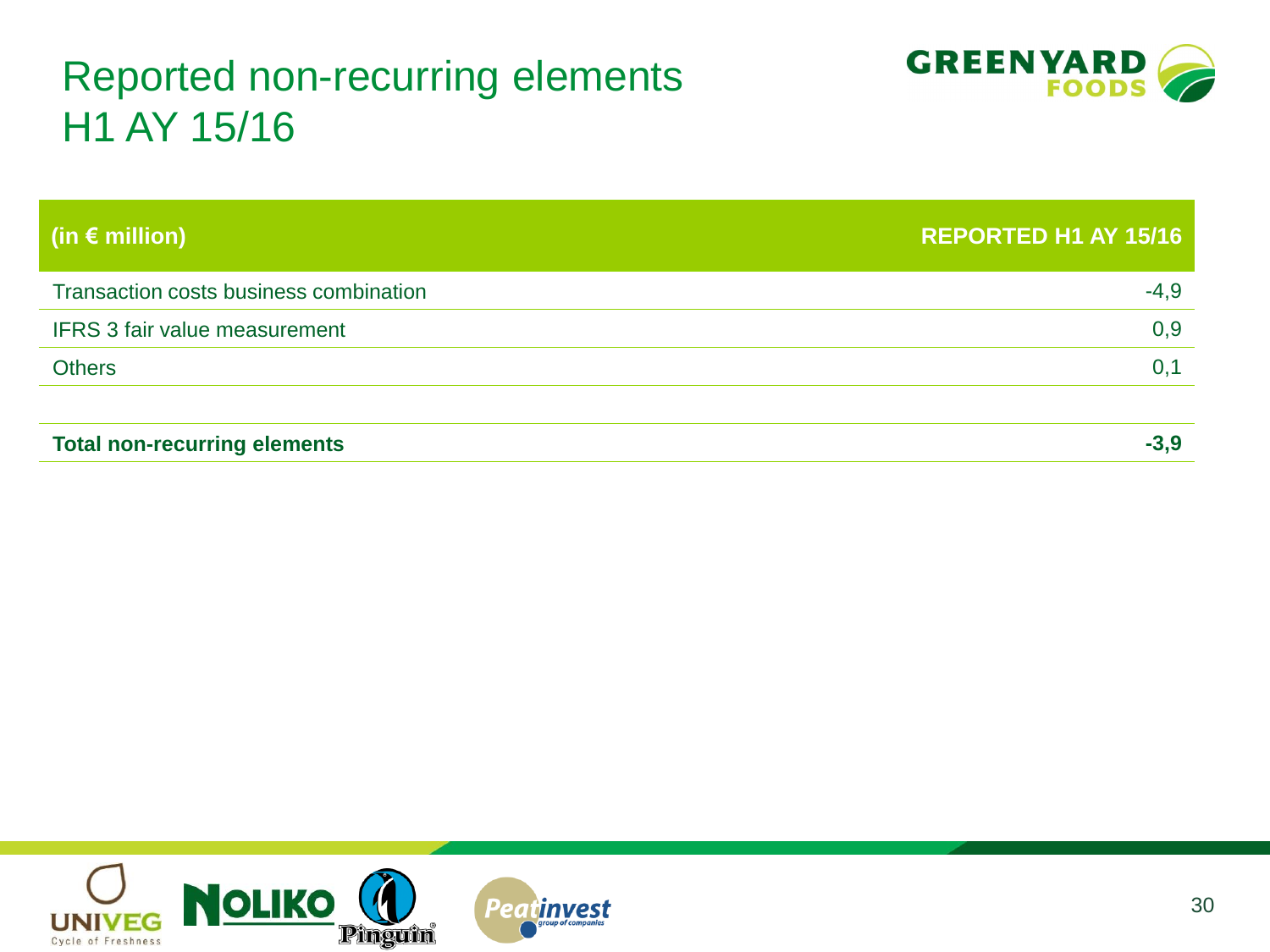# Reported non-recurring elements H1 AY 15/16

| (in € million) | REPORTED H1 AY 15/16 |
| --- | --- |
| Transaction costs business combination | -4,9 |
| IFRS 3 fair value measurement | 0,9 |
| Others | 0,1 |
| | |
| **Total non-recurring elements** | **-3,9** |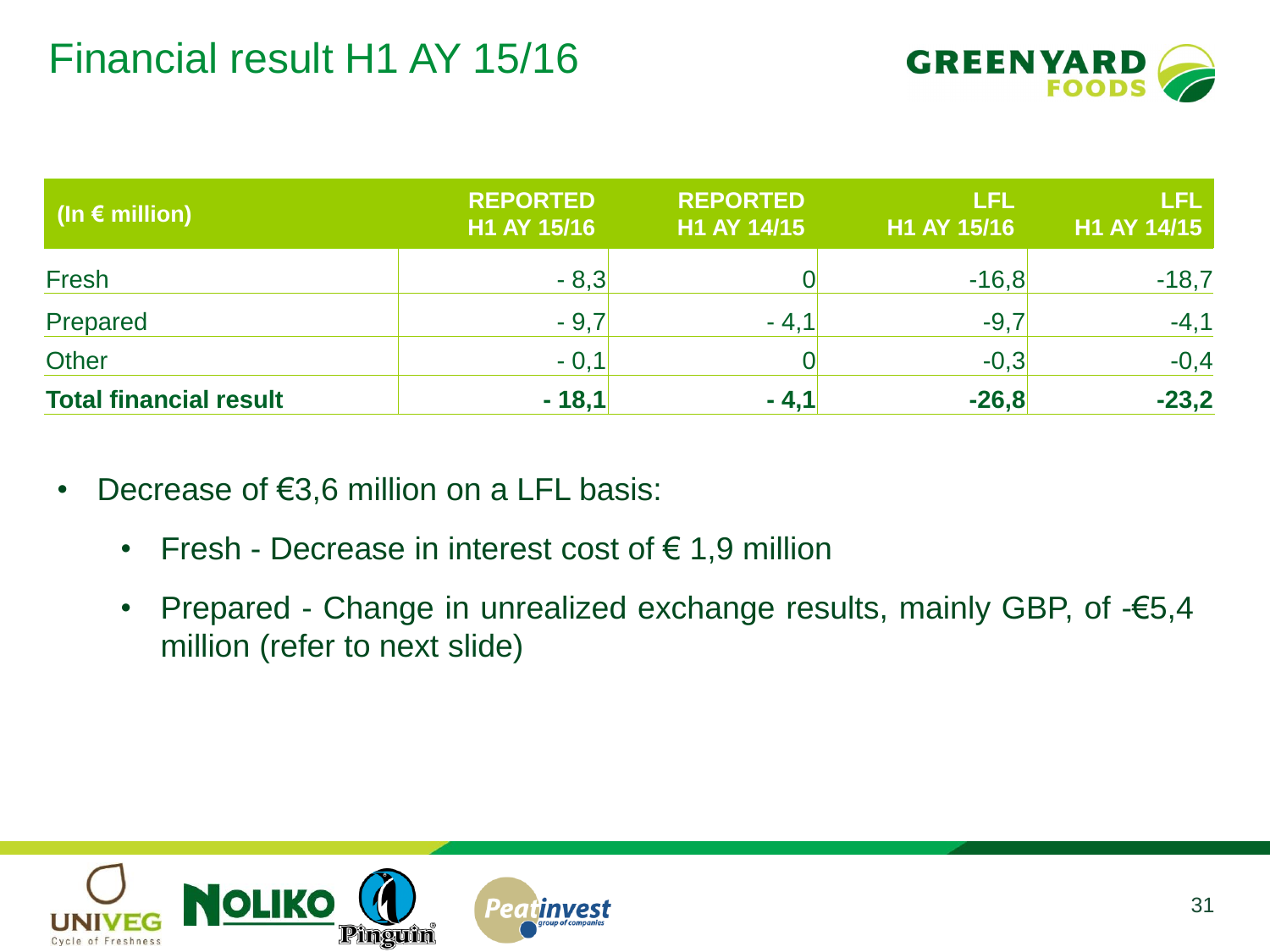# Financial result H1 AY 15/16

| (In € million) | REPORTED H1 AY 15/16 | REPORTED H1 AY 14/15 | LFL H1 AY 15/16 | LFL H1 AY 14/15 |
|---|---|---|---|---|
| Fresh | - 8,3 | 0 | -16,8 | -18,7 |
| Prepared | - 9,7 | - 4,1 | -9,7 | -4,1 |
| Other | - 0,1 | 0 | -0,3 | -0,4 |
| **Total financial result** | **- 18,1** | **- 4,1** | **-26,8** | **-23,2** |

- Decrease of €3,6 million on a LFL basis:
  - Fresh - Decrease in interest cost of € 1,9 million
  - Prepared - Change in unrealized exchange results, mainly GBP, of -€5,4 million (refer to next slide)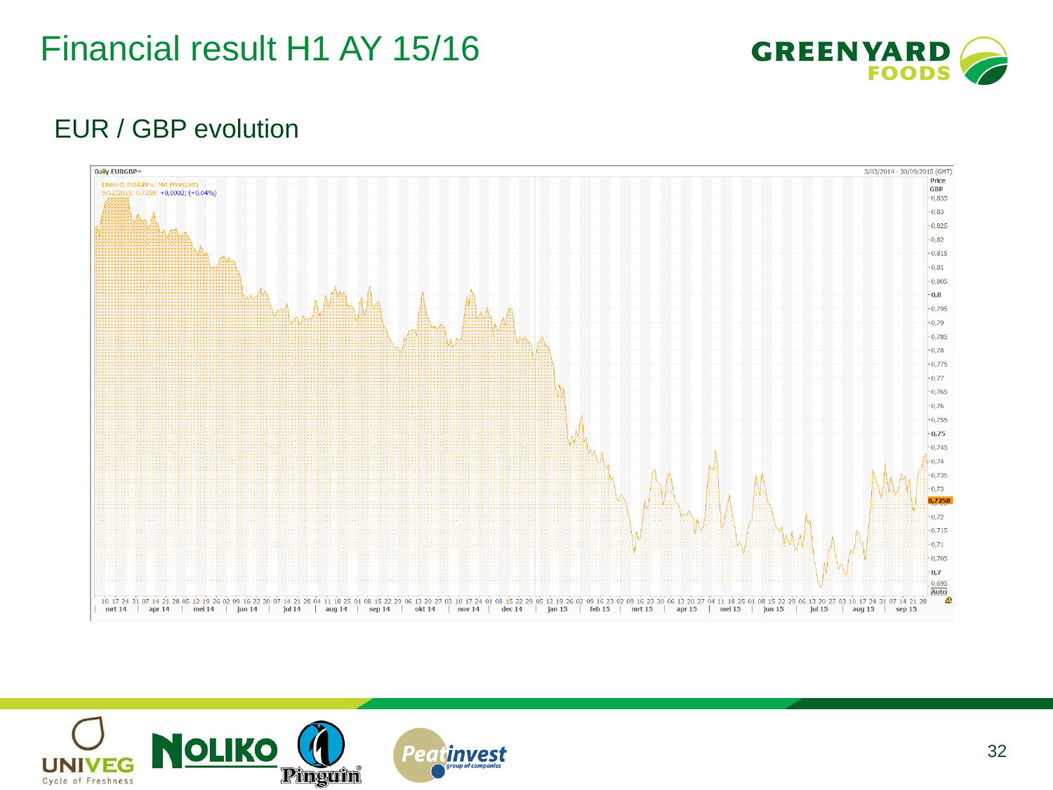# Financial result H1 AY 15/16

## EUR / GBP evolution

Daily EURGBP=

3/03/2014 - 30/09/2015 (GMT)

LineGrd; EURGBP=; Mid Price(Last)
9/12/2015; 0,7258; +0,0003; (+0,04%)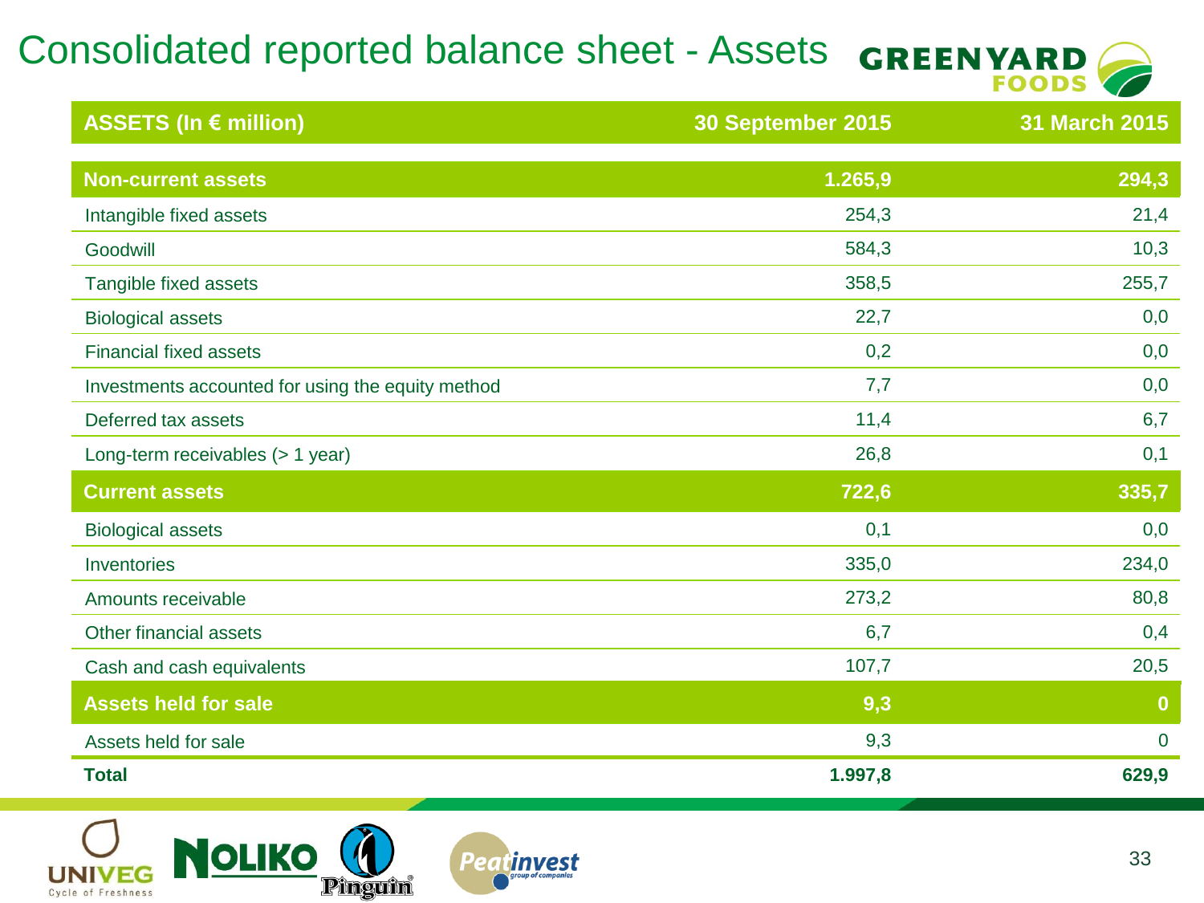# Consolidated reported balance sheet - Assets

| ASSETS (In € million) | 30 September 2015 | 31 March 2015 |
|---|---|---|
| **Non-current assets** | **1.265,9** | **294,3** |
| Intangible fixed assets | 254,3 | 21,4 |
| Goodwill | 584,3 | 10,3 |
| Tangible fixed assets | 358,5 | 255,7 |
| Biological assets | 22,7 | 0,0 |
| Financial fixed assets | 0,2 | 0,0 |
| Investments accounted for using the equity method | 7,7 | 0,0 |
| Deferred tax assets | 11,4 | 6,7 |
| Long-term receivables (> 1 year) | 26,8 | 0,1 |
| **Current assets** | **722,6** | **335,7** |
| Biological assets | 0,1 | 0,0 |
| Inventories | 335,0 | 234,0 |
| Amounts receivable | 273,2 | 80,8 |
| Other financial assets | 6,7 | 0,4 |
| Cash and cash equivalents | 107,7 | 20,5 |
| **Assets held for sale** | **9,3** | **0** |
| Assets held for sale | 9,3 | 0 |
| **Total** | **1.997,8** | **629,9** |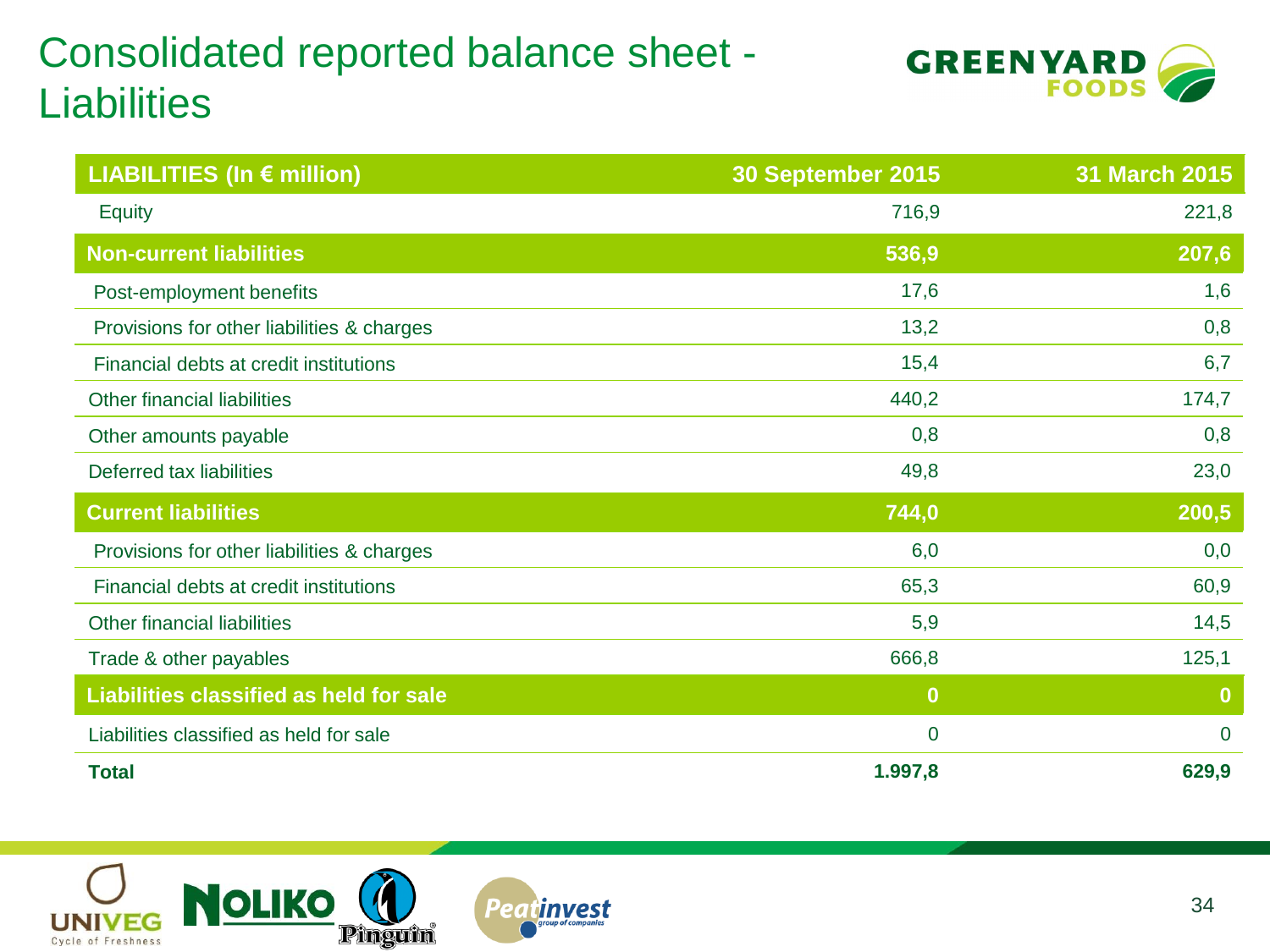# Consolidated reported balance sheet - Liabilities

| LIABILITIES (In € million) | 30 September 2015 | 31 March 2015 |
|---|---|---|
| Equity | 716,9 | 221,8 |
| **Non-current liabilities** | **536,9** | **207,6** |
| Post-employment benefits | 17,6 | 1,6 |
| Provisions for other liabilities & charges | 13,2 | 0,8 |
| Financial debts at credit institutions | 15,4 | 6,7 |
| Other financial liabilities | 440,2 | 174,7 |
| Other amounts payable | 0,8 | 0,8 |
| Deferred tax liabilities | 49,8 | 23,0 |
| **Current liabilities** | **744,0** | **200,5** |
| Provisions for other liabilities & charges | 6,0 | 0,0 |
| Financial debts at credit institutions | 65,3 | 60,9 |
| Other financial liabilities | 5,9 | 14,5 |
| Trade & other payables | 666,8 | 125,1 |
| **Liabilities classified as held for sale** | **0** | **0** |
| Liabilities classified as held for sale | 0 | 0 |
| **Total** | **1.997,8** | **629,9** |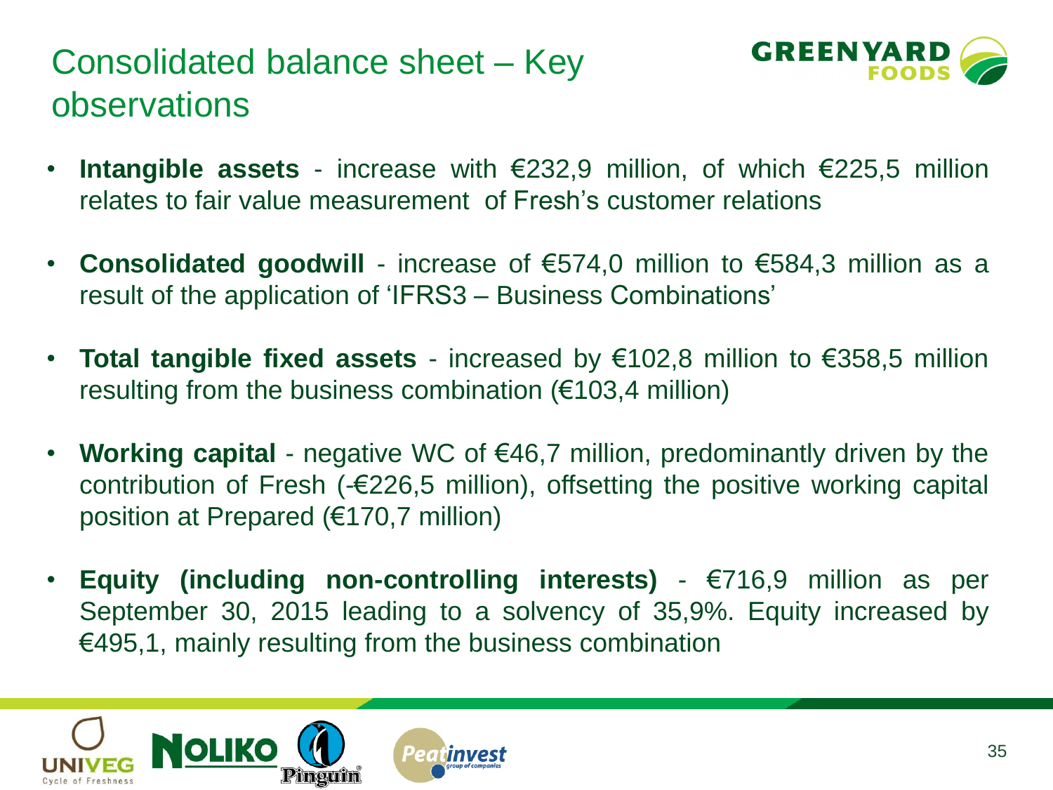# Consolidated balance sheet – Key observations

- **Intangible assets** - increase with €232,9 million, of which €225,5 million relates to fair value measurement of Fresh's customer relations
- **Consolidated goodwill** - increase of €574,0 million to €584,3 million as a result of the application of 'IFRS3 – Business Combinations'
- **Total tangible fixed assets** - increased by €102,8 million to €358,5 million resulting from the business combination (€103,4 million)
- **Working capital** - negative WC of €46,7 million, predominantly driven by the contribution of Fresh (-€226,5 million), offsetting the positive working capital position at Prepared (€170,7 million)
- **Equity (including non-controlling interests)** - €716,9 million as per September 30, 2015 leading to a solvency of 35,9%. Equity increased by €495,1, mainly resulting from the business combination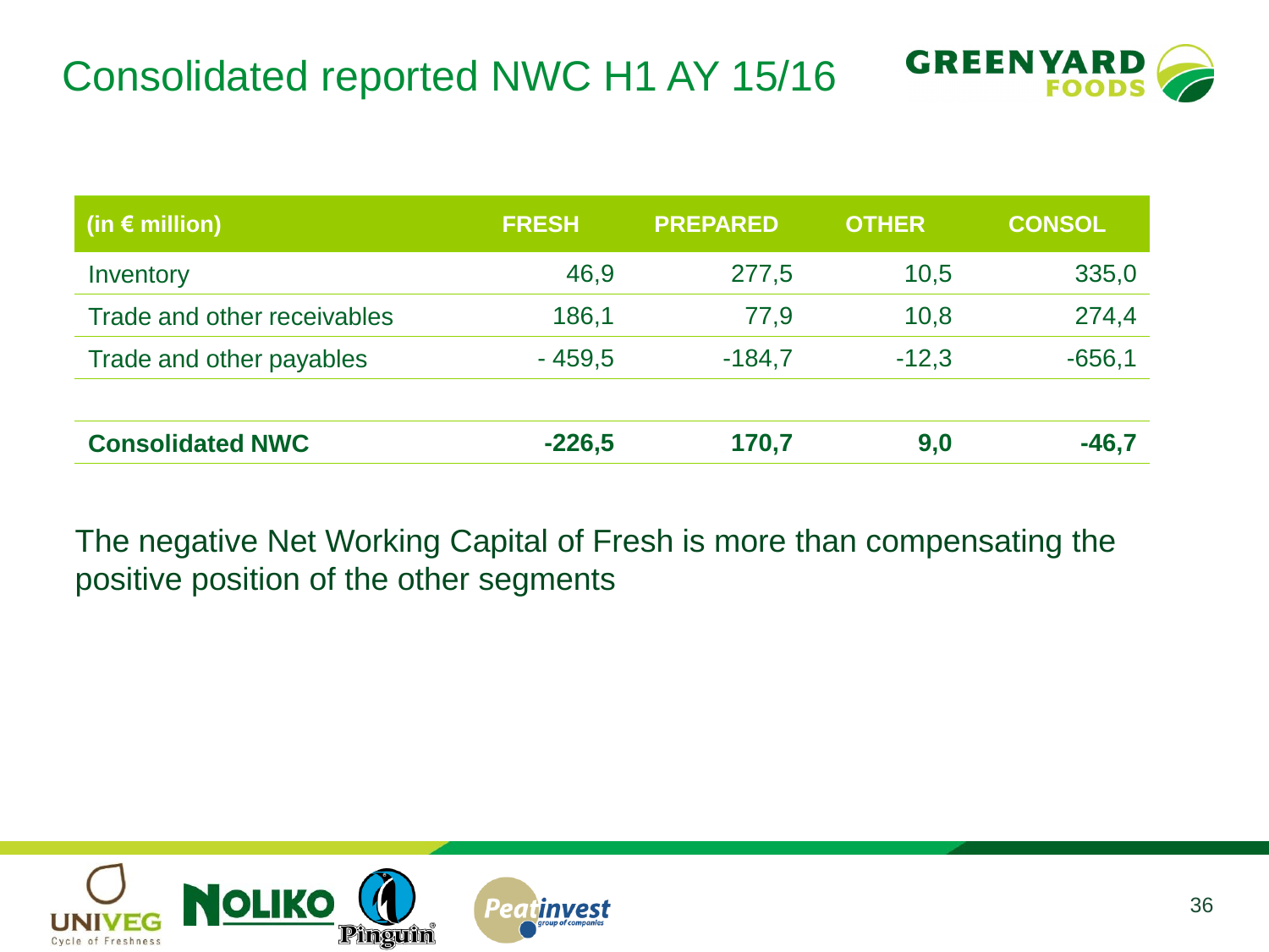# Consolidated reported NWC H1 AY 15/16

| (in € million) | FRESH | PREPARED | OTHER | CONSOL |
|---|---|---|---|---|
| Inventory | 46,9 | 277,5 | 10,5 | 335,0 |
| Trade and other receivables | 186,1 | 77,9 | 10,8 | 274,4 |
| Trade and other payables | - 459,5 | -184,7 | -12,3 | -656,1 |
| | | | | |
| **Consolidated NWC** | **-226,5** | **170,7** | **9,0** | **-46,7** |

The negative Net Working Capital of Fresh is more than compensating the positive position of the other segments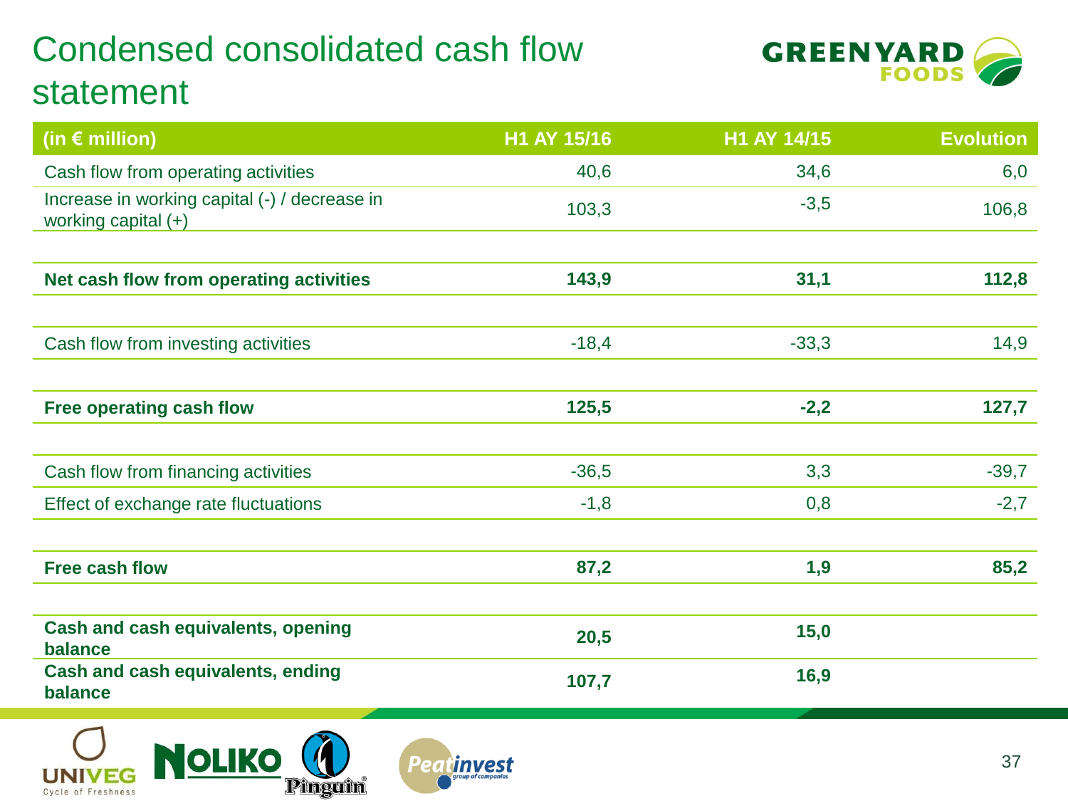# Condensed consolidated cash flow statement

| (in € million) | H1 AY 15/16 | H1 AY 14/15 | Evolution |
|---|---|---|---|
| Cash flow from operating activities | 40,6 | 34,6 | 6,0 |
| Increase in working capital (-) / decrease in working capital (+) | 103,3 | -3,5 | 106,8 |
| **Net cash flow from operating activities** | **143,9** | **31,1** | **112,8** |
| Cash flow from investing activities | -18,4 | -33,3 | 14,9 |
| **Free operating cash flow** | **125,5** | **-2,2** | **127,7** |
| Cash flow from financing activities | -36,5 | 3,3 | -39,7 |
| Effect of exchange rate fluctuations | -1,8 | 0,8 | -2,7 |
| **Free cash flow** | **87,2** | **1,9** | **85,2** |
| **Cash and cash equivalents, opening balance** | **20,5** | **15,0** | |
| **Cash and cash equivalents, ending balance** | **107,7** | **16,9** | |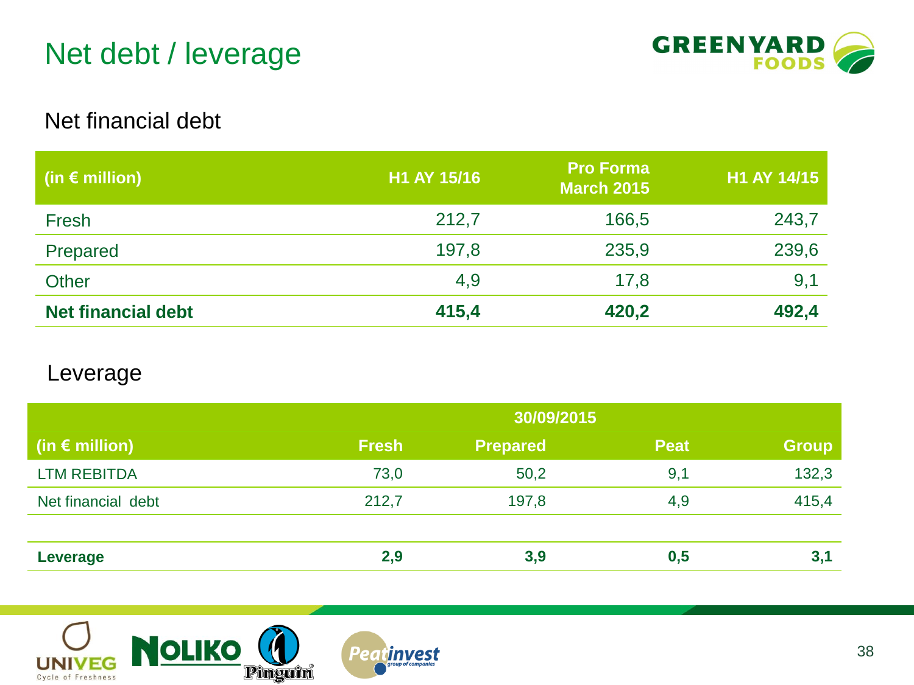# Net debt / leverage

## Net financial debt

| (in € million) | H1 AY 15/16 | Pro Forma March 2015 | H1 AY 14/15 |
|---|---|---|---|
| Fresh | 212,7 | 166,5 | 243,7 |
| Prepared | 197,8 | 235,9 | 239,6 |
| Other | 4,9 | 17,8 | 9,1 |
| **Net financial debt** | **415,4** | **420,2** | **492,4** |

## Leverage

| | 30/09/2015 | | | |
|---|---|---|---|---|
| (in € million) | Fresh | Prepared | Peat | Group |
| LTM REBITDA | 73,0 | 50,2 | 9,1 | 132,3 |
| Net financial debt | 212,7 | 197,8 | 4,9 | 415,4 |
| **Leverage** | **2,9** | **3,9** | **0,5** | **3,1** |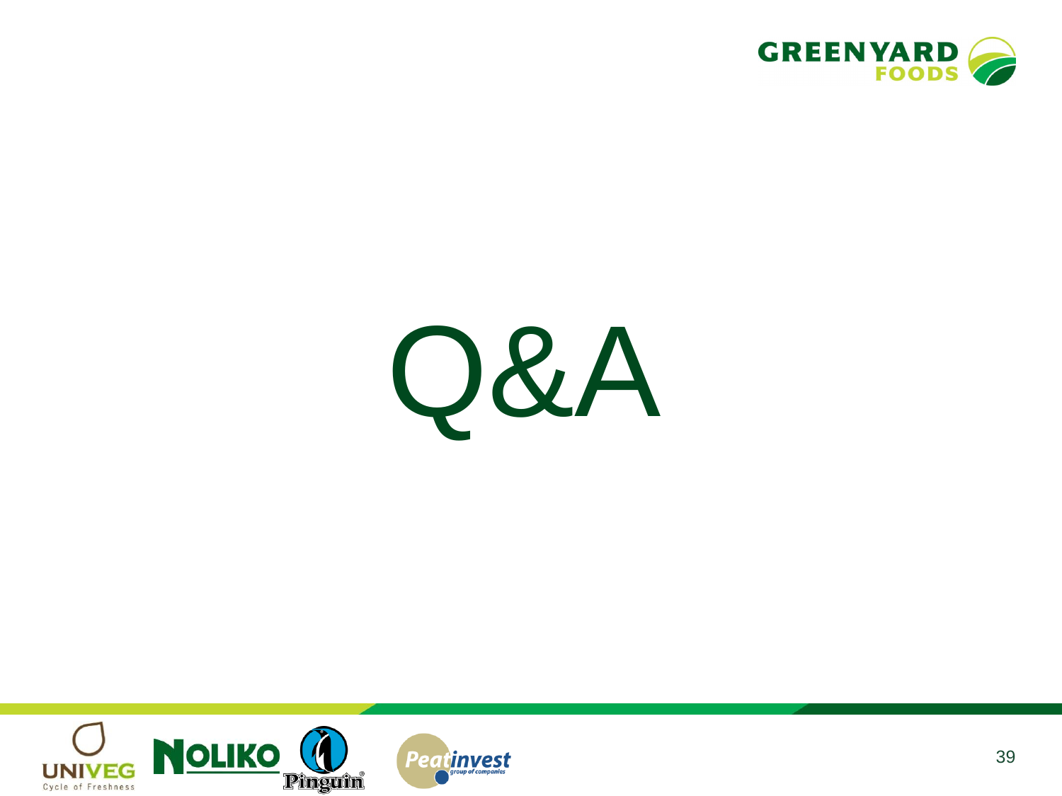# Q&A